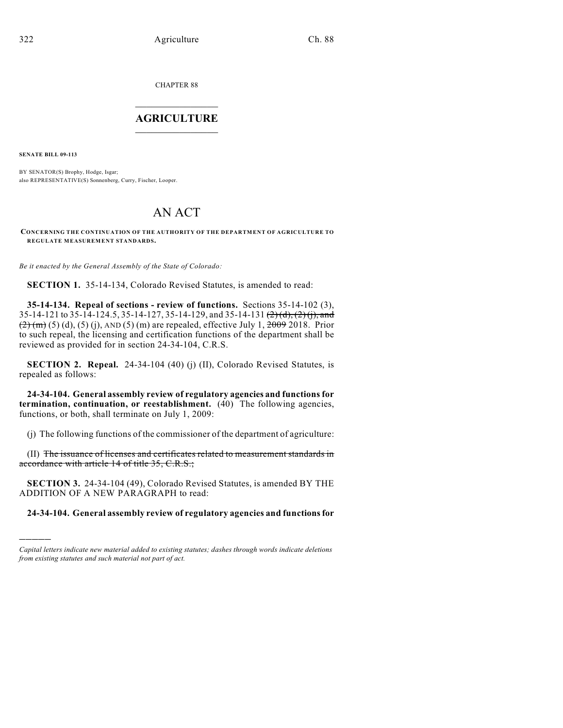CHAPTER 88

# AGRICULTURE

**SENATE BILL 09-113**

BY SENATOR(S) Brophy, Hodge, Isgar;
also REPRESENTATIVE(S) Sonnenberg, Curry, Fischer, Looper.

# AN ACT

**CONCERNING THE CONTINUATION OF THE AUTHORITY OF THE DEPARTMENT OF AGRICULTURE TO REGULATE MEASUREMENT STANDARDS.**

*Be it enacted by the General Assembly of the State of Colorado:*

**SECTION 1.** 35-14-134, Colorado Revised Statutes, is amended to read:

**35-14-134. Repeal of sections - review of functions.** Sections 35-14-102 (3), 35-14-121 to 35-14-124.5, 35-14-127, 35-14-129, and 35-14-131 ~~(2) (d), (2) (j), and (2) (m)~~ (5) (d), (5) (j), AND (5) (m) are repealed, effective July 1, ~~2009~~ 2018. Prior to such repeal, the licensing and certification functions of the department shall be reviewed as provided for in section 24-34-104, C.R.S.

**SECTION 2. Repeal.** 24-34-104 (40) (j) (II), Colorado Revised Statutes, is repealed as follows:

**24-34-104. General assembly review of regulatory agencies and functions for termination, continuation, or reestablishment.** (40) The following agencies, functions, or both, shall terminate on July 1, 2009:

(j) The following functions of the commissioner of the department of agriculture:

(II) ~~The issuance of licenses and certificates related to measurement standards in accordance with article 14 of title 35, C.R.S.;~~

**SECTION 3.** 24-34-104 (49), Colorado Revised Statutes, is amended BY THE ADDITION OF A NEW PARAGRAPH to read:

**24-34-104. General assembly review of regulatory agencies and functions for**

*Capital letters indicate new material added to existing statutes; dashes through words indicate deletions from existing statutes and such material not part of act.*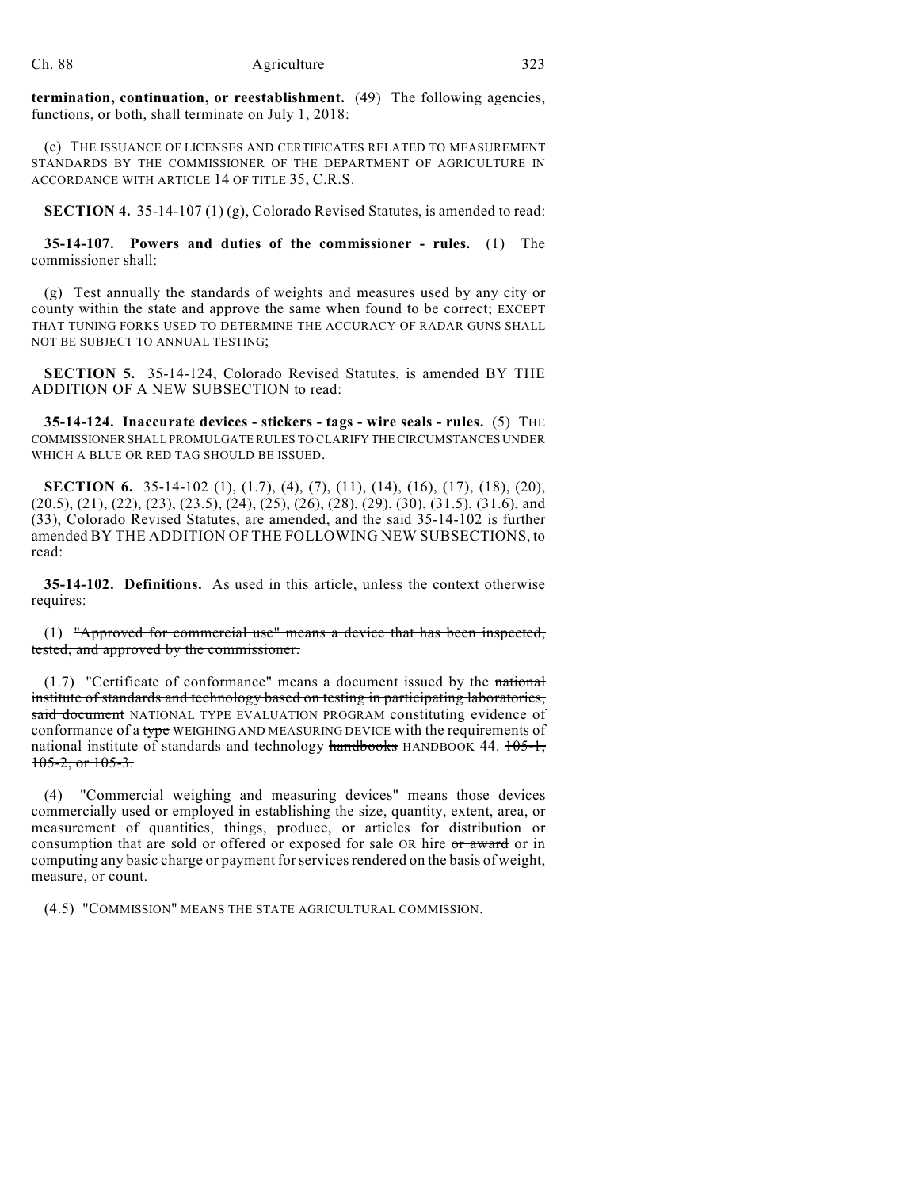**termination, continuation, or reestablishment.** (49) The following agencies, functions, or both, shall terminate on July 1, 2018:

(c) THE ISSUANCE OF LICENSES AND CERTIFICATES RELATED TO MEASUREMENT STANDARDS BY THE COMMISSIONER OF THE DEPARTMENT OF AGRICULTURE IN ACCORDANCE WITH ARTICLE 14 OF TITLE 35, C.R.S.

**SECTION 4.** 35-14-107 (1) (g), Colorado Revised Statutes, is amended to read:

**35-14-107. Powers and duties of the commissioner - rules.** (1) The commissioner shall:

(g) Test annually the standards of weights and measures used by any city or county within the state and approve the same when found to be correct; EXCEPT THAT TUNING FORKS USED TO DETERMINE THE ACCURACY OF RADAR GUNS SHALL NOT BE SUBJECT TO ANNUAL TESTING;

**SECTION 5.** 35-14-124, Colorado Revised Statutes, is amended BY THE ADDITION OF A NEW SUBSECTION to read:

**35-14-124. Inaccurate devices - stickers - tags - wire seals - rules.** (5) THE COMMISSIONER SHALL PROMULGATE RULES TO CLARIFY THE CIRCUMSTANCES UNDER WHICH A BLUE OR RED TAG SHOULD BE ISSUED.

**SECTION 6.** 35-14-102 (1), (1.7), (4), (7), (11), (14), (16), (17), (18), (20), (20.5), (21), (22), (23), (23.5), (24), (25), (26), (28), (29), (30), (31.5), (31.6), and (33), Colorado Revised Statutes, are amended, and the said 35-14-102 is further amended BY THE ADDITION OF THE FOLLOWING NEW SUBSECTIONS, to read:

**35-14-102. Definitions.** As used in this article, unless the context otherwise requires:

(1) ~~"Approved for commercial use" means a device that has been inspected, tested, and approved by the commissioner.~~

(1.7) "Certificate of conformance" means a document issued by the ~~national institute of standards and technology based on testing in participating laboratories, said document~~ NATIONAL TYPE EVALUATION PROGRAM constituting evidence of conformance of a ~~type~~ WEIGHING AND MEASURING DEVICE with the requirements of national institute of standards and technology ~~handbooks~~ HANDBOOK 44. ~~105-1, 105-2, or 105-3.~~

(4) "Commercial weighing and measuring devices" means those devices commercially used or employed in establishing the size, quantity, extent, area, or measurement of quantities, things, produce, or articles for distribution or consumption that are sold or offered or exposed for sale OR hire ~~or award~~ or in computing any basic charge or payment for services rendered on the basis of weight, measure, or count.

(4.5) "COMMISSION" MEANS THE STATE AGRICULTURAL COMMISSION.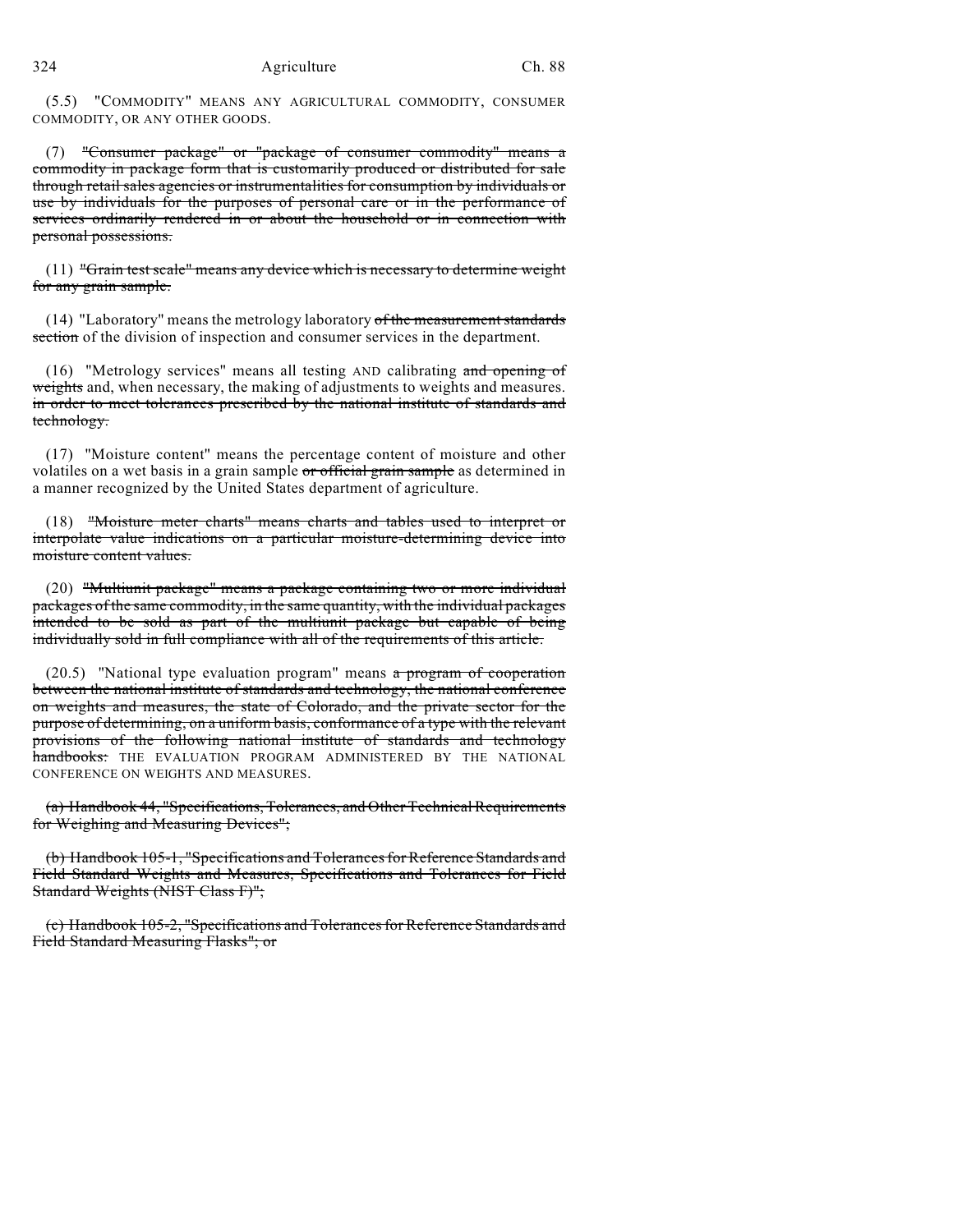(5.5) "COMMODITY" MEANS ANY AGRICULTURAL COMMODITY, CONSUMER COMMODITY, OR ANY OTHER GOODS.

(7) ~~"Consumer package" or "package of consumer commodity" means a commodity in package form that is customarily produced or distributed for sale through retail sales agencies or instrumentalities for consumption by individuals or use by individuals for the purposes of personal care or in the performance of services ordinarily rendered in or about the household or in connection with personal possessions.~~

(11) ~~"Grain test scale" means any device which is necessary to determine weight for any grain sample.~~

(14) "Laboratory" means the metrology laboratory ~~of the measurement standards section~~ of the division of inspection and consumer services in the department.

(16) "Metrology services" means all testing AND calibrating ~~and opening of weights~~ and, when necessary, the making of adjustments to weights and measures. ~~in order to meet tolerances prescribed by the national institute of standards and technology.~~

(17) "Moisture content" means the percentage content of moisture and other volatiles on a wet basis in a grain sample ~~or official grain sample~~ as determined in a manner recognized by the United States department of agriculture.

(18) ~~"Moisture meter charts" means charts and tables used to interpret or interpolate value indications on a particular moisture-determining device into moisture content values.~~

(20) ~~"Multiunit package" means a package containing two or more individual packages of the same commodity, in the same quantity, with the individual packages intended to be sold as part of the multiunit package but capable of being individually sold in full compliance with all of the requirements of this article.~~

(20.5) "National type evaluation program" means ~~a program of cooperation between the national institute of standards and technology, the national conference on weights and measures, the state of Colorado, and the private sector for the purpose of determining, on a uniform basis, conformance of a type with the relevant provisions of the following national institute of standards and technology handbooks:~~ THE EVALUATION PROGRAM ADMINISTERED BY THE NATIONAL CONFERENCE ON WEIGHTS AND MEASURES.

~~(a) Handbook 44, "Specifications, Tolerances, and Other Technical Requirements for Weighing and Measuring Devices";~~

~~(b) Handbook 105-1, "Specifications and Tolerances for Reference Standards and Field Standard Weights and Measures, Specifications and Tolerances for Field Standard Weights (NIST Class F)";~~

~~(c) Handbook 105-2, "Specifications and Tolerances for Reference Standards and Field Standard Measuring Flasks"; or~~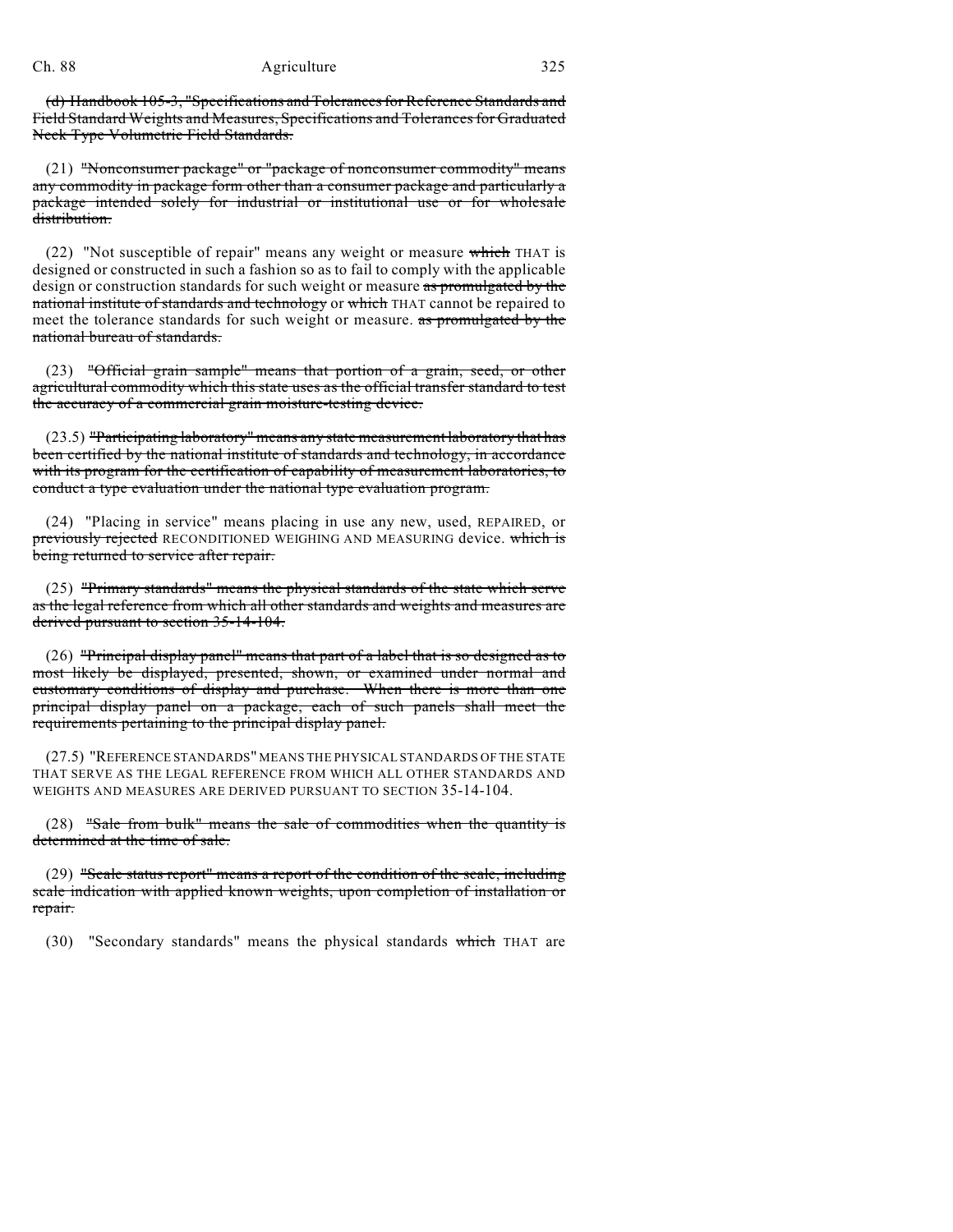~~(d) Handbook 105-3, "Specifications and Tolerances for Reference Standards and Field Standard Weights and Measures, Specifications and Tolerances for Graduated Neck-Type Volumetric Field Standards.~~

(21) ~~"Nonconsumer package" or "package of nonconsumer commodity" means any commodity in package form other than a consumer package and particularly a package intended solely for industrial or institutional use or for wholesale distribution.~~

(22) "Not susceptible of repair" means any weight or measure ~~which~~ THAT is designed or constructed in such a fashion so as to fail to comply with the applicable design or construction standards for such weight or measure ~~as promulgated by the national institute of standards and technology~~ or ~~which~~ THAT cannot be repaired to meet the tolerance standards for such weight or measure. ~~as promulgated by the national bureau of standards.~~

(23) ~~"Official grain sample" means that portion of a grain, seed, or other agricultural commodity which this state uses as the official transfer standard to test the accuracy of a commercial grain moisture-testing device.~~

(23.5) ~~"Participating laboratory" means any state measurement laboratory that has been certified by the national institute of standards and technology, in accordance with its program for the certification of capability of measurement laboratories, to conduct a type evaluation under the national type evaluation program.~~

(24) "Placing in service" means placing in use any new, used, REPAIRED, or ~~previously rejected~~ RECONDITIONED WEIGHING AND MEASURING device. ~~which is being returned to service after repair.~~

(25) ~~"Primary standards" means the physical standards of the state which serve as the legal reference from which all other standards and weights and measures are derived pursuant to section 35-14-104.~~

(26) ~~"Principal display panel" means that part of a label that is so designed as to most likely be displayed, presented, shown, or examined under normal and customary conditions of display and purchase. When there is more than one principal display panel on a package, each of such panels shall meet the requirements pertaining to the principal display panel.~~

(27.5) "REFERENCE STANDARDS" MEANS THE PHYSICAL STANDARDS OF THE STATE THAT SERVE AS THE LEGAL REFERENCE FROM WHICH ALL OTHER STANDARDS AND WEIGHTS AND MEASURES ARE DERIVED PURSUANT TO SECTION 35-14-104.

(28) ~~"Sale from bulk" means the sale of commodities when the quantity is determined at the time of sale.~~

(29) ~~"Scale status report" means a report of the condition of the scale, including scale indication with applied known weights, upon completion of installation or repair.~~

(30) "Secondary standards" means the physical standards ~~which~~ THAT are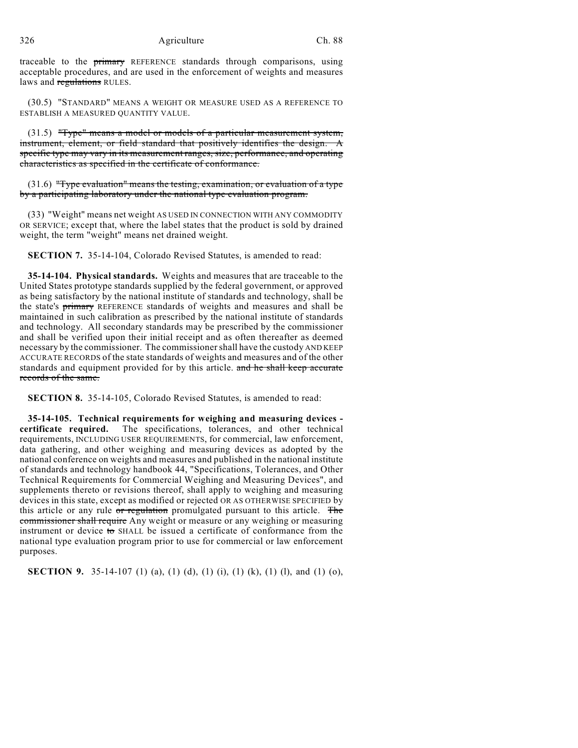traceable to the ~~primary~~ REFERENCE standards through comparisons, using acceptable procedures, and are used in the enforcement of weights and measures laws and ~~regulations~~ RULES.

(30.5) "STANDARD" MEANS A WEIGHT OR MEASURE USED AS A REFERENCE TO ESTABLISH A MEASURED QUANTITY VALUE.

(31.5) ~~"Type" means a model or models of a particular measurement system, instrument, element, or field standard that positively identifies the design. A specific type may vary in its measurement ranges, size, performance, and operating characteristics as specified in the certificate of conformance.~~

(31.6) ~~"Type evaluation" means the testing, examination, or evaluation of a type by a participating laboratory under the national type evaluation program.~~

(33) "Weight" means net weight AS USED IN CONNECTION WITH ANY COMMODITY OR SERVICE; except that, where the label states that the product is sold by drained weight, the term "weight" means net drained weight.

**SECTION 7.** 35-14-104, Colorado Revised Statutes, is amended to read:

**35-14-104. Physical standards.** Weights and measures that are traceable to the United States prototype standards supplied by the federal government, or approved as being satisfactory by the national institute of standards and technology, shall be the state's ~~primary~~ REFERENCE standards of weights and measures and shall be maintained in such calibration as prescribed by the national institute of standards and technology. All secondary standards may be prescribed by the commissioner and shall be verified upon their initial receipt and as often thereafter as deemed necessary by the commissioner. The commissioner shall have the custody AND KEEP ACCURATE RECORDS of the state standards of weights and measures and of the other standards and equipment provided for by this article. ~~and he shall keep accurate records of the same.~~

**SECTION 8.** 35-14-105, Colorado Revised Statutes, is amended to read:

**35-14-105. Technical requirements for weighing and measuring devices - certificate required.** The specifications, tolerances, and other technical requirements, INCLUDING USER REQUIREMENTS, for commercial, law enforcement, data gathering, and other weighing and measuring devices as adopted by the national conference on weights and measures and published in the national institute of standards and technology handbook 44, "Specifications, Tolerances, and Other Technical Requirements for Commercial Weighing and Measuring Devices", and supplements thereto or revisions thereof, shall apply to weighing and measuring devices in this state, except as modified or rejected OR AS OTHERWISE SPECIFIED by this article or any rule ~~or regulation~~ promulgated pursuant to this article. ~~The commissioner shall require~~ Any weight or measure or any weighing or measuring instrument or device ~~to~~ SHALL be issued a certificate of conformance from the national type evaluation program prior to use for commercial or law enforcement purposes.

**SECTION 9.** 35-14-107 (1) (a), (1) (d), (1) (i), (1) (k), (1) (l), and (1) (o),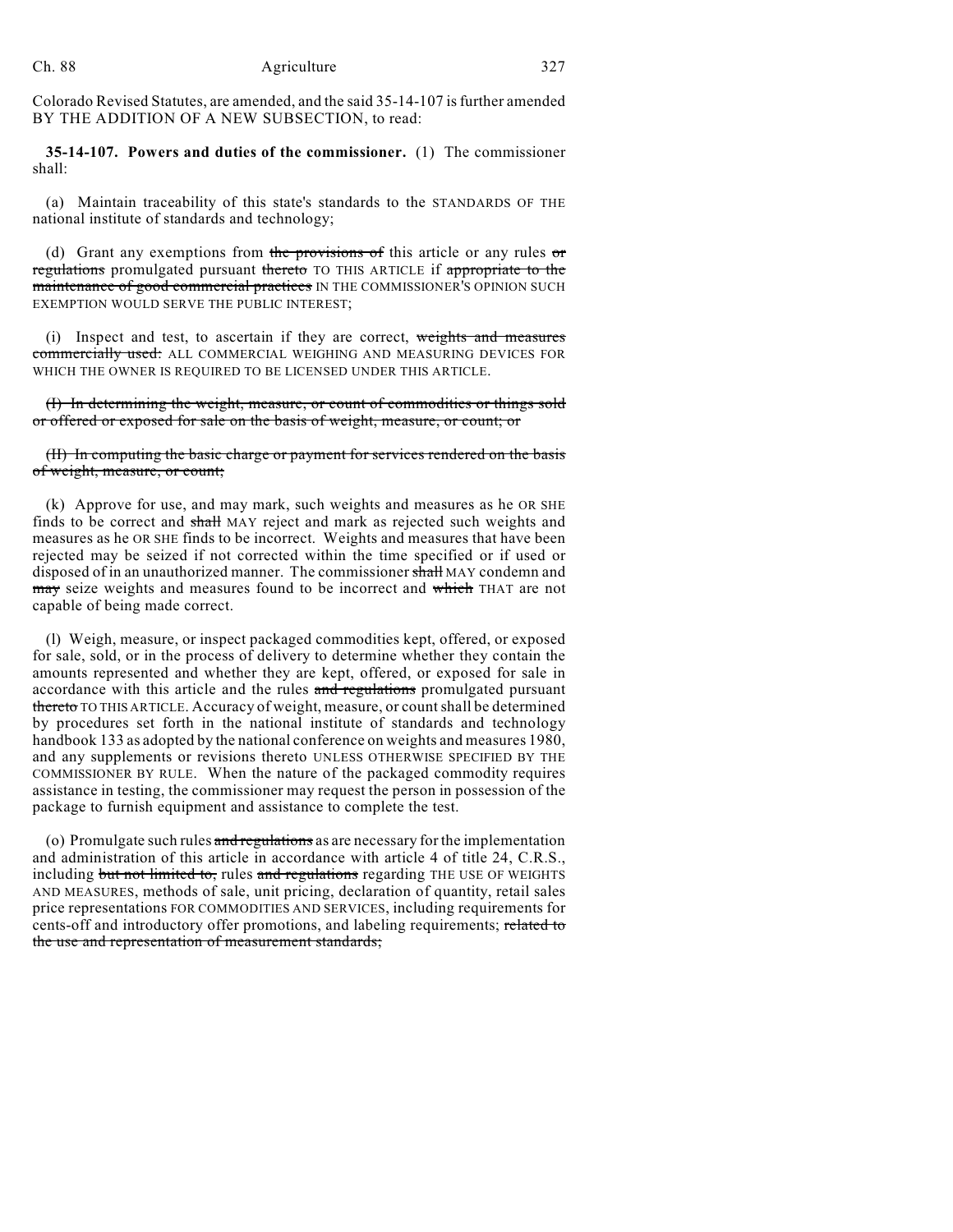Colorado Revised Statutes, are amended, and the said 35-14-107 is further amended BY THE ADDITION OF A NEW SUBSECTION, to read:

**35-14-107. Powers and duties of the commissioner.** (1) The commissioner shall:

(a) Maintain traceability of this state's standards to the STANDARDS OF THE national institute of standards and technology;

(d) Grant any exemptions from ~~the provisions of~~ this article or any rules ~~or regulations~~ promulgated pursuant ~~thereto~~ TO THIS ARTICLE if ~~appropriate to the maintenance of good commercial practices~~ IN THE COMMISSIONER'S OPINION SUCH EXEMPTION WOULD SERVE THE PUBLIC INTEREST;

(i) Inspect and test, to ascertain if they are correct, ~~weights and measures commercially used:~~ ALL COMMERCIAL WEIGHING AND MEASURING DEVICES FOR WHICH THE OWNER IS REQUIRED TO BE LICENSED UNDER THIS ARTICLE.

~~(I) In determining the weight, measure, or count of commodities or things sold or offered or exposed for sale on the basis of weight, measure, or count; or~~

~~(II) In computing the basic charge or payment for services rendered on the basis of weight, measure, or count;~~

(k) Approve for use, and may mark, such weights and measures as he OR SHE finds to be correct and ~~shall~~ MAY reject and mark as rejected such weights and measures as he OR SHE finds to be incorrect. Weights and measures that have been rejected may be seized if not corrected within the time specified or if used or disposed of in an unauthorized manner. The commissioner ~~shall~~ MAY condemn and ~~may~~ seize weights and measures found to be incorrect and ~~which~~ THAT are not capable of being made correct.

(l) Weigh, measure, or inspect packaged commodities kept, offered, or exposed for sale, sold, or in the process of delivery to determine whether they contain the amounts represented and whether they are kept, offered, or exposed for sale in accordance with this article and the rules ~~and regulations~~ promulgated pursuant ~~thereto~~ TO THIS ARTICLE. Accuracy of weight, measure, or count shall be determined by procedures set forth in the national institute of standards and technology handbook 133 as adopted by the national conference on weights and measures 1980, and any supplements or revisions thereto UNLESS OTHERWISE SPECIFIED BY THE COMMISSIONER BY RULE. When the nature of the packaged commodity requires assistance in testing, the commissioner may request the person in possession of the package to furnish equipment and assistance to complete the test.

(o) Promulgate such rules ~~and regulations~~ as are necessary for the implementation and administration of this article in accordance with article 4 of title 24, C.R.S., including ~~but not limited to,~~ rules ~~and regulations~~ regarding THE USE OF WEIGHTS AND MEASURES, methods of sale, unit pricing, declaration of quantity, retail sales price representations FOR COMMODITIES AND SERVICES, including requirements for cents-off and introductory offer promotions, and labeling requirements; ~~related to the use and representation of measurement standards;~~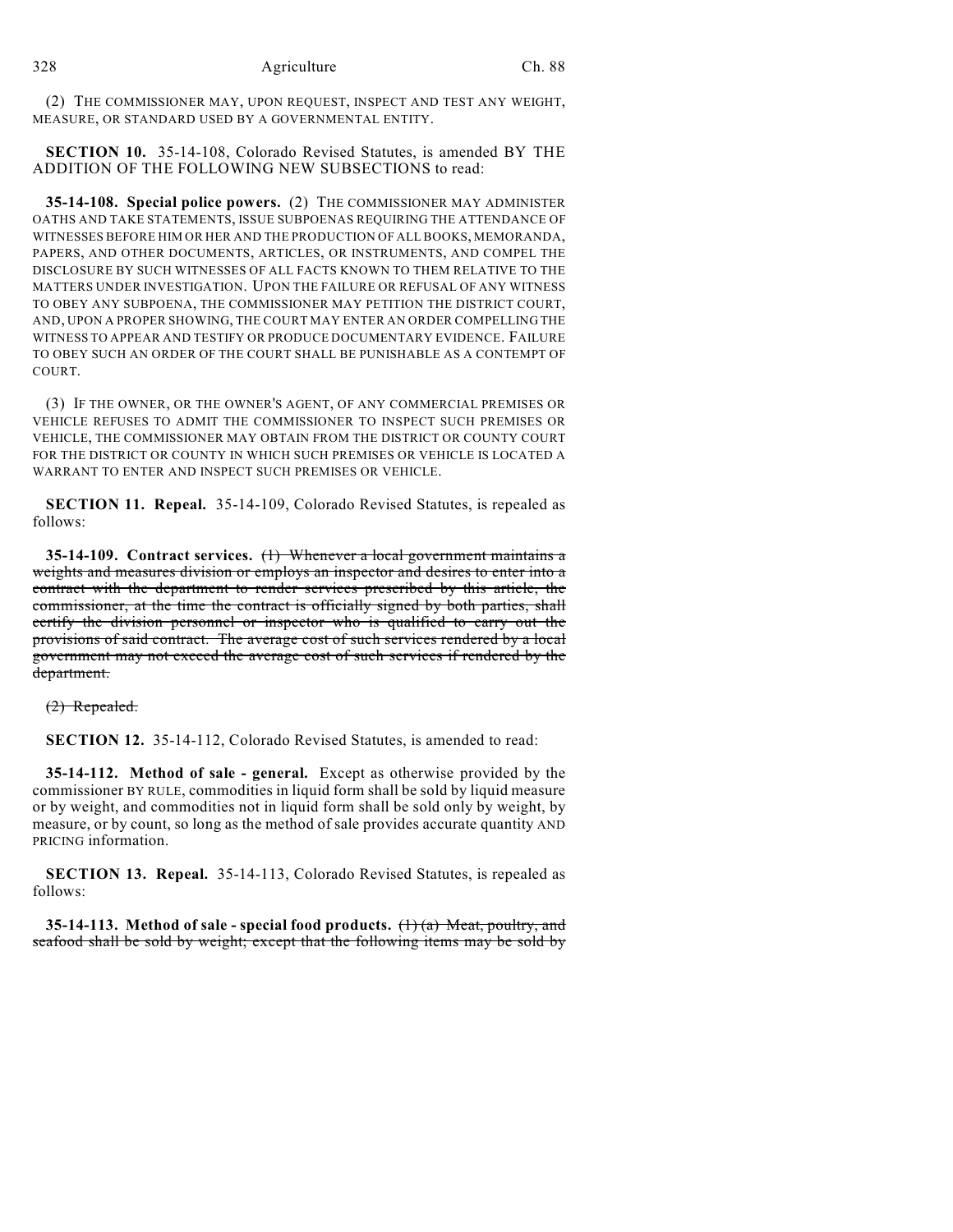(2) THE COMMISSIONER MAY, UPON REQUEST, INSPECT AND TEST ANY WEIGHT, MEASURE, OR STANDARD USED BY A GOVERNMENTAL ENTITY.

**SECTION 10.** 35-14-108, Colorado Revised Statutes, is amended BY THE ADDITION OF THE FOLLOWING NEW SUBSECTIONS to read:

**35-14-108. Special police powers.** (2) THE COMMISSIONER MAY ADMINISTER OATHS AND TAKE STATEMENTS, ISSUE SUBPOENAS REQUIRING THE ATTENDANCE OF WITNESSES BEFORE HIM OR HER AND THE PRODUCTION OF ALL BOOKS, MEMORANDA, PAPERS, AND OTHER DOCUMENTS, ARTICLES, OR INSTRUMENTS, AND COMPEL THE DISCLOSURE BY SUCH WITNESSES OF ALL FACTS KNOWN TO THEM RELATIVE TO THE MATTERS UNDER INVESTIGATION. UPON THE FAILURE OR REFUSAL OF ANY WITNESS TO OBEY ANY SUBPOENA, THE COMMISSIONER MAY PETITION THE DISTRICT COURT, AND, UPON A PROPER SHOWING, THE COURT MAY ENTER AN ORDER COMPELLING THE WITNESS TO APPEAR AND TESTIFY OR PRODUCE DOCUMENTARY EVIDENCE. FAILURE TO OBEY SUCH AN ORDER OF THE COURT SHALL BE PUNISHABLE AS A CONTEMPT OF COURT.

(3) IF THE OWNER, OR THE OWNER'S AGENT, OF ANY COMMERCIAL PREMISES OR VEHICLE REFUSES TO ADMIT THE COMMISSIONER TO INSPECT SUCH PREMISES OR VEHICLE, THE COMMISSIONER MAY OBTAIN FROM THE DISTRICT OR COUNTY COURT FOR THE DISTRICT OR COUNTY IN WHICH SUCH PREMISES OR VEHICLE IS LOCATED A WARRANT TO ENTER AND INSPECT SUCH PREMISES OR VEHICLE.

**SECTION 11. Repeal.** 35-14-109, Colorado Revised Statutes, is repealed as follows:

**35-14-109. Contract services.** ~~(1) Whenever a local government maintains a weights and measures division or employs an inspector and desires to enter into a contract with the department to render services prescribed by this article, the commissioner, at the time the contract is officially signed by both parties, shall certify the division personnel or inspector who is qualified to carry out the provisions of said contract. The average cost of such services rendered by a local government may not exceed the average cost of such services if rendered by the department.~~

~~(2) Repealed.~~

**SECTION 12.** 35-14-112, Colorado Revised Statutes, is amended to read:

**35-14-112. Method of sale - general.** Except as otherwise provided by the commissioner BY RULE, commodities in liquid form shall be sold by liquid measure or by weight, and commodities not in liquid form shall be sold only by weight, by measure, or by count, so long as the method of sale provides accurate quantity AND PRICING information.

**SECTION 13. Repeal.** 35-14-113, Colorado Revised Statutes, is repealed as follows:

**35-14-113. Method of sale - special food products.** ~~(1) (a) Meat, poultry, and seafood shall be sold by weight; except that the following items may be sold by~~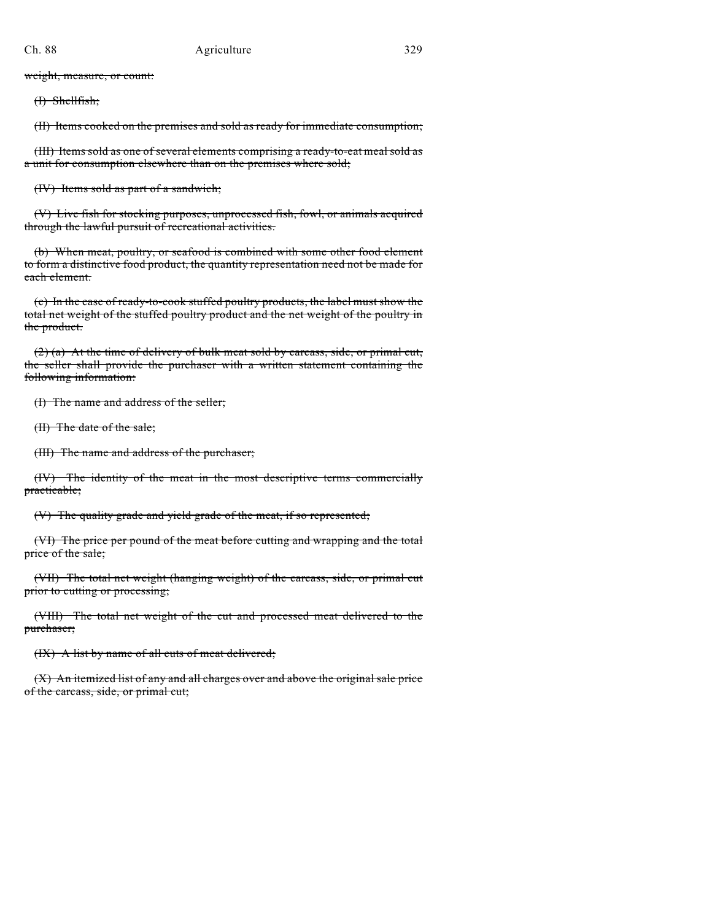~~weight, measure, or count:~~

~~(I) Shellfish;~~

~~(II) Items cooked on the premises and sold as ready for immediate consumption;~~

~~(III) Items sold as one of several elements comprising a ready-to-eat meal sold as a unit for consumption elsewhere than on the premises where sold;~~

~~(IV) Items sold as part of a sandwich;~~

~~(V) Live fish for stocking purposes, unprocessed fish, fowl, or animals acquired through the lawful pursuit of recreational activities.~~

~~(b) When meat, poultry, or seafood is combined with some other food element to form a distinctive food product, the quantity representation need not be made for each element.~~

~~(c) In the case of ready-to-cook stuffed poultry products, the label must show the total net weight of the stuffed poultry product and the net weight of the poultry in the product.~~

~~(2) (a) At the time of delivery of bulk meat sold by carcass, side, or primal cut, the seller shall provide the purchaser with a written statement containing the following information:~~

~~(I) The name and address of the seller;~~

~~(II) The date of the sale;~~

~~(III) The name and address of the purchaser;~~

~~(IV) The identity of the meat in the most descriptive terms commercially practicable;~~

~~(V) The quality grade and yield grade of the meat, if so represented;~~

~~(VI) The price per pound of the meat before cutting and wrapping and the total price of the sale;~~

~~(VII) The total net weight (hanging weight) of the carcass, side, or primal cut prior to cutting or processing;~~

~~(VIII) The total net weight of the cut and processed meat delivered to the purchaser;~~

~~(IX) A list by name of all cuts of meat delivered;~~

~~(X) An itemized list of any and all charges over and above the original sale price of the carcass, side, or primal cut;~~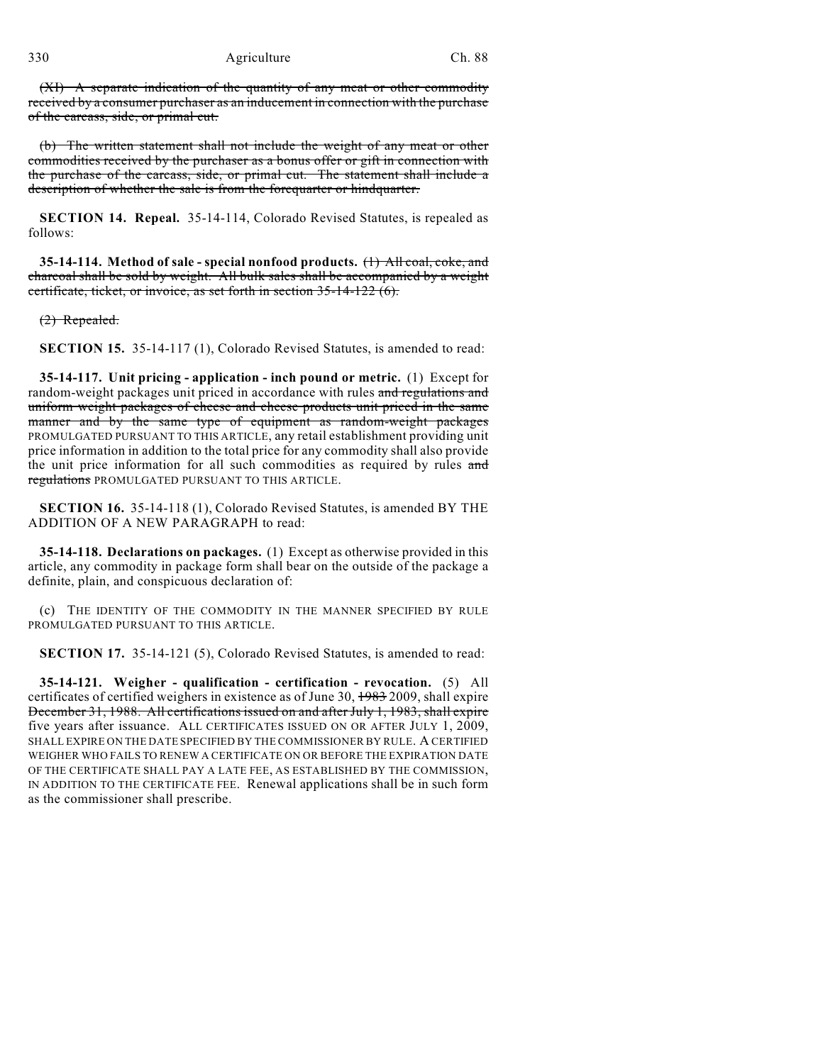~~(XI) A separate indication of the quantity of any meat or other commodity received by a consumer purchaser as an inducement in connection with the purchase of the carcass, side, or primal cut.~~

~~(b) The written statement shall not include the weight of any meat or other commodities received by the purchaser as a bonus offer or gift in connection with the purchase of the carcass, side, or primal cut. The statement shall include a description of whether the sale is from the forequarter or hindquarter.~~

**SECTION 14. Repeal.** 35-14-114, Colorado Revised Statutes, is repealed as follows:

**35-14-114. Method of sale - special nonfood products.** ~~(1) All coal, coke, and charcoal shall be sold by weight. All bulk sales shall be accompanied by a weight certificate, ticket, or invoice, as set forth in section 35-14-122 (6).~~

~~(2) Repealed.~~

**SECTION 15.** 35-14-117 (1), Colorado Revised Statutes, is amended to read:

**35-14-117. Unit pricing - application - inch pound or metric.** (1) Except for random-weight packages unit priced in accordance with rules ~~and regulations and uniform weight packages of cheese and cheese products unit priced in the same manner and by the same type of equipment as random-weight packages~~ PROMULGATED PURSUANT TO THIS ARTICLE, any retail establishment providing unit price information in addition to the total price for any commodity shall also provide the unit price information for all such commodities as required by rules ~~and regulations~~ PROMULGATED PURSUANT TO THIS ARTICLE.

**SECTION 16.** 35-14-118 (1), Colorado Revised Statutes, is amended BY THE ADDITION OF A NEW PARAGRAPH to read:

**35-14-118. Declarations on packages.** (1) Except as otherwise provided in this article, any commodity in package form shall bear on the outside of the package a definite, plain, and conspicuous declaration of:

(c) THE IDENTITY OF THE COMMODITY IN THE MANNER SPECIFIED BY RULE PROMULGATED PURSUANT TO THIS ARTICLE.

**SECTION 17.** 35-14-121 (5), Colorado Revised Statutes, is amended to read:

**35-14-121. Weigher - qualification - certification - revocation.** (5) All certificates of certified weighers in existence as of June 30, ~~1983~~ 2009, shall expire ~~December 31, 1988. All certifications issued on and after July 1, 1983, shall expire~~ five years after issuance. ALL CERTIFICATES ISSUED ON OR AFTER JULY 1, 2009, SHALL EXPIRE ON THE DATE SPECIFIED BY THE COMMISSIONER BY RULE. A CERTIFIED WEIGHER WHO FAILS TO RENEW A CERTIFICATE ON OR BEFORE THE EXPIRATION DATE OF THE CERTIFICATE SHALL PAY A LATE FEE, AS ESTABLISHED BY THE COMMISSION, IN ADDITION TO THE CERTIFICATE FEE. Renewal applications shall be in such form as the commissioner shall prescribe.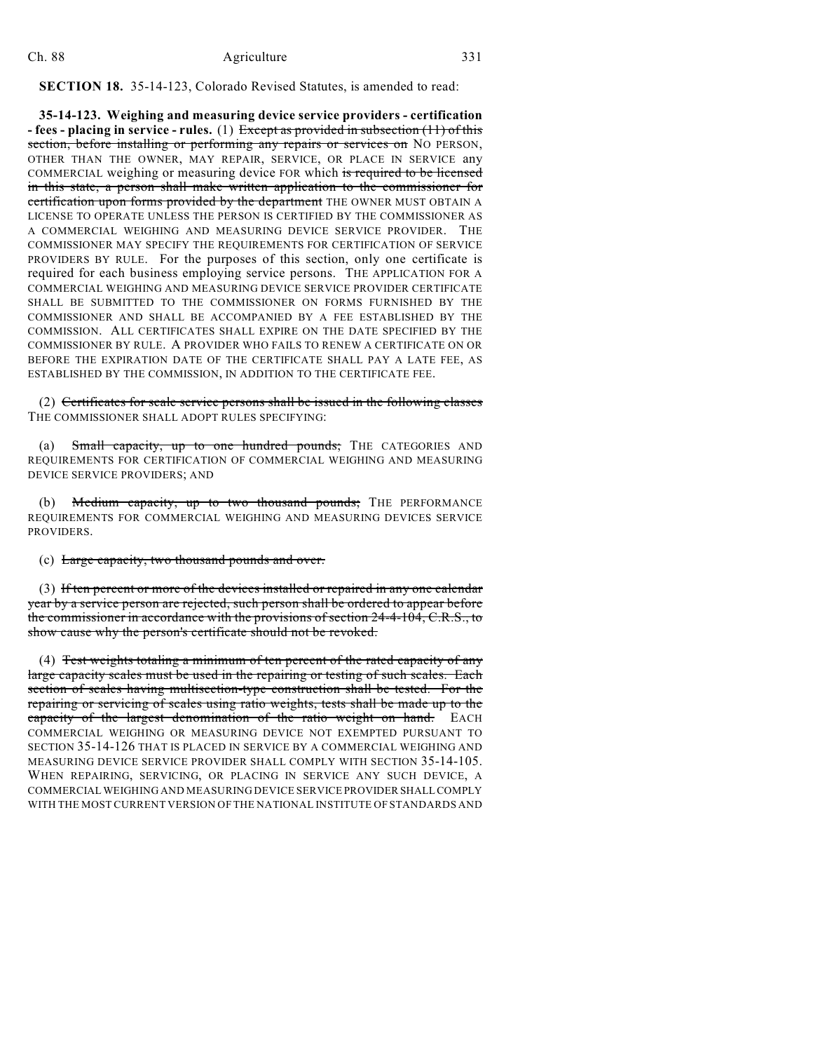**SECTION 18.** 35-14-123, Colorado Revised Statutes, is amended to read:

**35-14-123. Weighing and measuring device service providers - certification - fees - placing in service - rules.** (1) ~~Except as provided in subsection (11) of this section, before installing or performing any repairs or services on~~ NO PERSON, OTHER THAN THE OWNER, MAY REPAIR, SERVICE, OR PLACE IN SERVICE any COMMERCIAL weighing or measuring device FOR which ~~is required to be licensed in this state, a person shall make written application to the commissioner for certification upon forms provided by the department~~ THE OWNER MUST OBTAIN A LICENSE TO OPERATE UNLESS THE PERSON IS CERTIFIED BY THE COMMISSIONER AS A COMMERCIAL WEIGHING AND MEASURING DEVICE SERVICE PROVIDER. THE COMMISSIONER MAY SPECIFY THE REQUIREMENTS FOR CERTIFICATION OF SERVICE PROVIDERS BY RULE. For the purposes of this section, only one certificate is required for each business employing service persons. THE APPLICATION FOR A COMMERCIAL WEIGHING AND MEASURING DEVICE SERVICE PROVIDER CERTIFICATE SHALL BE SUBMITTED TO THE COMMISSIONER ON FORMS FURNISHED BY THE COMMISSIONER AND SHALL BE ACCOMPANIED BY A FEE ESTABLISHED BY THE COMMISSION. ALL CERTIFICATES SHALL EXPIRE ON THE DATE SPECIFIED BY THE COMMISSIONER BY RULE. A PROVIDER WHO FAILS TO RENEW A CERTIFICATE ON OR BEFORE THE EXPIRATION DATE OF THE CERTIFICATE SHALL PAY A LATE FEE, AS ESTABLISHED BY THE COMMISSION, IN ADDITION TO THE CERTIFICATE FEE.

(2) ~~Certificates for scale service persons shall be issued in the following classes~~ THE COMMISSIONER SHALL ADOPT RULES SPECIFYING:

(a) ~~Small capacity, up to one hundred pounds;~~ THE CATEGORIES AND REQUIREMENTS FOR CERTIFICATION OF COMMERCIAL WEIGHING AND MEASURING DEVICE SERVICE PROVIDERS; AND

(b) ~~Medium capacity, up to two thousand pounds;~~ THE PERFORMANCE REQUIREMENTS FOR COMMERCIAL WEIGHING AND MEASURING DEVICES SERVICE PROVIDERS.

(c) ~~Large capacity, two thousand pounds and over.~~

(3) ~~If ten percent or more of the devices installed or repaired in any one calendar year by a service person are rejected, such person shall be ordered to appear before the commissioner in accordance with the provisions of section 24-4-104, C.R.S., to show cause why the person's certificate should not be revoked.~~

(4) ~~Test weights totaling a minimum of ten percent of the rated capacity of any large capacity scales must be used in the repairing or testing of such scales. Each section of scales having multisection-type construction shall be tested. For the repairing or servicing of scales using ratio weights, tests shall be made up to the capacity of the largest denomination of the ratio weight on hand.~~ EACH COMMERCIAL WEIGHING OR MEASURING DEVICE NOT EXEMPTED PURSUANT TO SECTION 35-14-126 THAT IS PLACED IN SERVICE BY A COMMERCIAL WEIGHING AND MEASURING DEVICE SERVICE PROVIDER SHALL COMPLY WITH SECTION 35-14-105. WHEN REPAIRING, SERVICING, OR PLACING IN SERVICE ANY SUCH DEVICE, A COMMERCIAL WEIGHING AND MEASURING DEVICE SERVICE PROVIDER SHALL COMPLY WITH THE MOST CURRENT VERSION OF THE NATIONAL INSTITUTE OF STANDARDS AND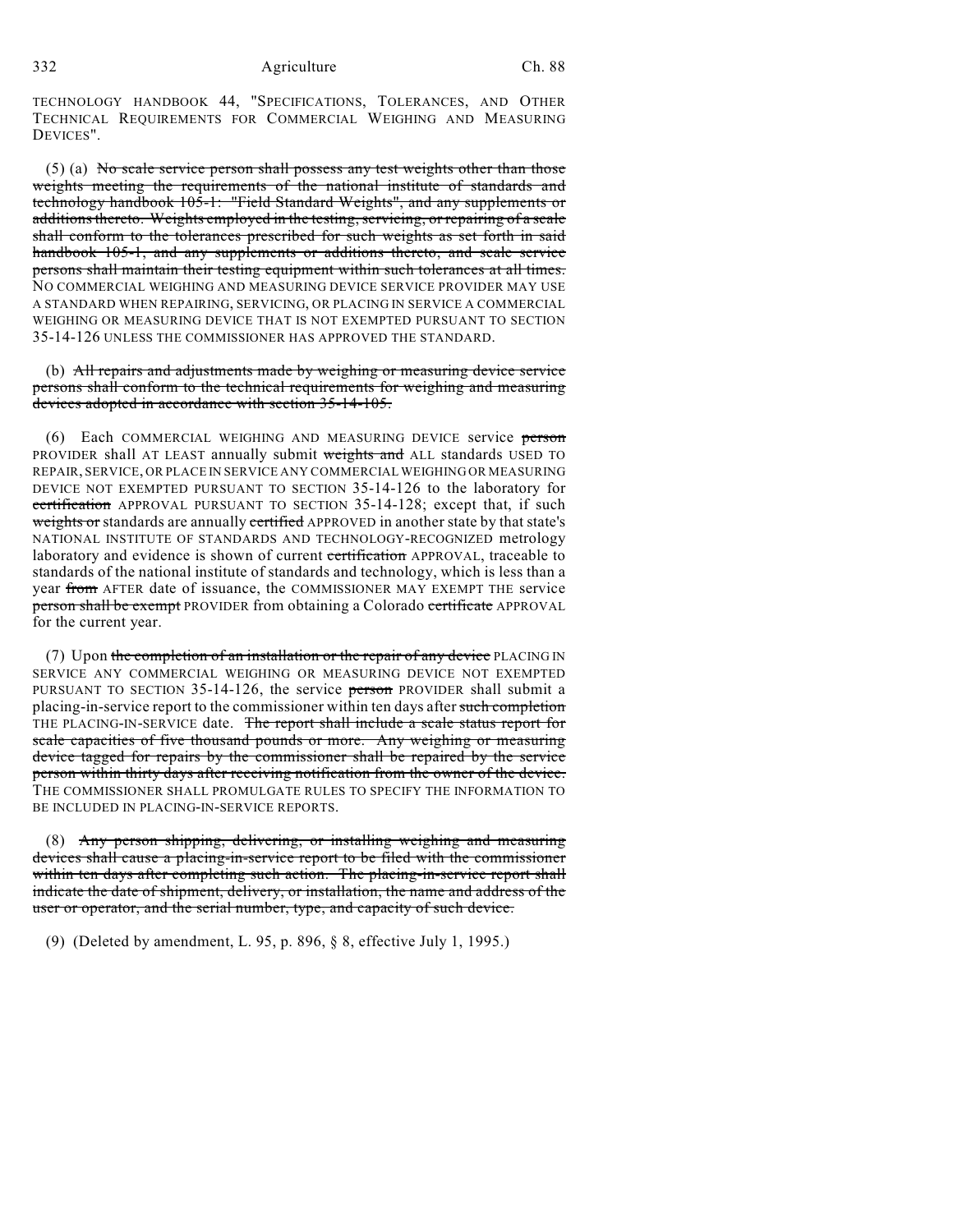TECHNOLOGY HANDBOOK 44, "SPECIFICATIONS, TOLERANCES, AND OTHER TECHNICAL REQUIREMENTS FOR COMMERCIAL WEIGHING AND MEASURING DEVICES".

(5) (a) ~~No scale service person shall possess any test weights other than those weights meeting the requirements of the national institute of standards and technology handbook 105-1: "Field Standard Weights", and any supplements or additions thereto. Weights employed in the testing, servicing, or repairing of a scale shall conform to the tolerances prescribed for such weights as set forth in said handbook 105-1, and any supplements or additions thereto, and scale service persons shall maintain their testing equipment within such tolerances at all times.~~ NO COMMERCIAL WEIGHING AND MEASURING DEVICE SERVICE PROVIDER MAY USE A STANDARD WHEN REPAIRING, SERVICING, OR PLACING IN SERVICE A COMMERCIAL WEIGHING OR MEASURING DEVICE THAT IS NOT EXEMPTED PURSUANT TO SECTION 35-14-126 UNLESS THE COMMISSIONER HAS APPROVED THE STANDARD.

(b) ~~All repairs and adjustments made by weighing or measuring device service persons shall conform to the technical requirements for weighing and measuring devices adopted in accordance with section 35-14-105.~~

(6) Each COMMERCIAL WEIGHING AND MEASURING DEVICE service ~~person~~ PROVIDER shall AT LEAST annually submit ~~weights and~~ ALL standards USED TO REPAIR, SERVICE, OR PLACE IN SERVICE ANY COMMERCIAL WEIGHING OR MEASURING DEVICE NOT EXEMPTED PURSUANT TO SECTION 35-14-126 to the laboratory for ~~certification~~ APPROVAL PURSUANT TO SECTION 35-14-128; except that, if such ~~weights or~~ standards are annually ~~certified~~ APPROVED in another state by that state's NATIONAL INSTITUTE OF STANDARDS AND TECHNOLOGY-RECOGNIZED metrology laboratory and evidence is shown of current ~~certification~~ APPROVAL, traceable to standards of the national institute of standards and technology, which is less than a year ~~from~~ AFTER date of issuance, the COMMISSIONER MAY EXEMPT THE service ~~person shall be exempt~~ PROVIDER from obtaining a Colorado ~~certificate~~ APPROVAL for the current year.

(7) Upon ~~the completion of an installation or the repair of any device~~ PLACING IN SERVICE ANY COMMERCIAL WEIGHING OR MEASURING DEVICE NOT EXEMPTED PURSUANT TO SECTION 35-14-126, the service ~~person~~ PROVIDER shall submit a placing-in-service report to the commissioner within ten days after ~~such completion~~ THE PLACING-IN-SERVICE date. ~~The report shall include a scale status report for scale capacities of five thousand pounds or more. Any weighing or measuring device tagged for repairs by the commissioner shall be repaired by the service person within thirty days after receiving notification from the owner of the device.~~ THE COMMISSIONER SHALL PROMULGATE RULES TO SPECIFY THE INFORMATION TO BE INCLUDED IN PLACING-IN-SERVICE REPORTS.

(8) ~~Any person shipping, delivering, or installing weighing and measuring devices shall cause a placing-in-service report to be filed with the commissioner within ten days after completing such action. The placing-in-service report shall indicate the date of shipment, delivery, or installation, the name and address of the user or operator, and the serial number, type, and capacity of such device.~~

(9) (Deleted by amendment, L. 95, p. 896, § 8, effective July 1, 1995.)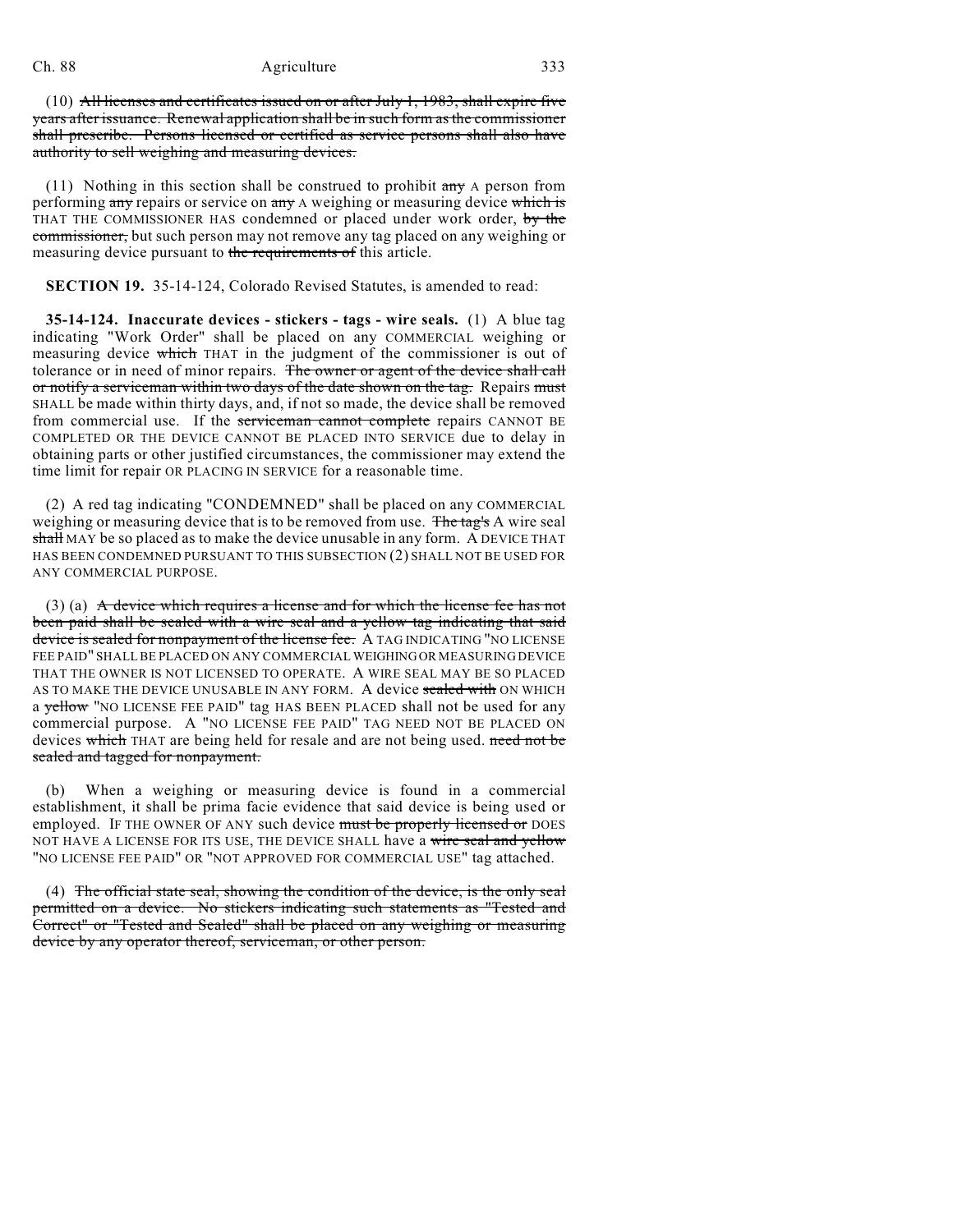(10) ~~All licenses and certificates issued on or after July 1, 1983, shall expire five years after issuance. Renewal application shall be in such form as the commissioner shall prescribe. Persons licensed or certified as service persons shall also have authority to sell weighing and measuring devices.~~

(11) Nothing in this section shall be construed to prohibit ~~any~~ A person from performing ~~any~~ repairs or service on ~~any~~ A weighing or measuring device ~~which is~~ THAT THE COMMISSIONER HAS condemned or placed under work order, ~~by the commissioner,~~ but such person may not remove any tag placed on any weighing or measuring device pursuant to ~~the requirements of~~ this article.

**SECTION 19.** 35-14-124, Colorado Revised Statutes, is amended to read:

**35-14-124. Inaccurate devices - stickers - tags - wire seals.** (1) A blue tag indicating "Work Order" shall be placed on any COMMERCIAL weighing or measuring device ~~which~~ THAT in the judgment of the commissioner is out of tolerance or in need of minor repairs. ~~The owner or agent of the device shall call or notify a serviceman within two days of the date shown on the tag.~~ Repairs ~~must~~ SHALL be made within thirty days, and, if not so made, the device shall be removed from commercial use. If the ~~serviceman cannot complete~~ repairs CANNOT BE COMPLETED OR THE DEVICE CANNOT BE PLACED INTO SERVICE due to delay in obtaining parts or other justified circumstances, the commissioner may extend the time limit for repair OR PLACING IN SERVICE for a reasonable time.

(2) A red tag indicating "CONDEMNED" shall be placed on any COMMERCIAL weighing or measuring device that is to be removed from use. ~~The tag's~~ A wire seal ~~shall~~ MAY be so placed as to make the device unusable in any form. A DEVICE THAT HAS BEEN CONDEMNED PURSUANT TO THIS SUBSECTION (2) SHALL NOT BE USED FOR ANY COMMERCIAL PURPOSE.

(3) (a) ~~A device which requires a license and for which the license fee has not been paid shall be sealed with a wire seal and a yellow tag indicating that said device is sealed for nonpayment of the license fee.~~ A TAG INDICATING "NO LICENSE FEE PAID" SHALL BE PLACED ON ANY COMMERCIAL WEIGHING OR MEASURING DEVICE THAT THE OWNER IS NOT LICENSED TO OPERATE. A WIRE SEAL MAY BE SO PLACED AS TO MAKE THE DEVICE UNUSABLE IN ANY FORM. A device ~~sealed with~~ ON WHICH a ~~yellow~~ "NO LICENSE FEE PAID" tag HAS BEEN PLACED shall not be used for any commercial purpose. A "NO LICENSE FEE PAID" TAG NEED NOT BE PLACED ON devices ~~which~~ THAT are being held for resale and are not being used. ~~need not be sealed and tagged for nonpayment.~~

(b) When a weighing or measuring device is found in a commercial establishment, it shall be prima facie evidence that said device is being used or employed. IF THE OWNER OF ANY such device ~~must be properly licensed or~~ DOES NOT HAVE A LICENSE FOR ITS USE, THE DEVICE SHALL have a ~~wire seal and yellow~~ "NO LICENSE FEE PAID" OR "NOT APPROVED FOR COMMERCIAL USE" tag attached.

(4) ~~The official state seal, showing the condition of the device, is the only seal permitted on a device. No stickers indicating such statements as "Tested and Correct" or "Tested and Sealed" shall be placed on any weighing or measuring device by any operator thereof, serviceman, or other person.~~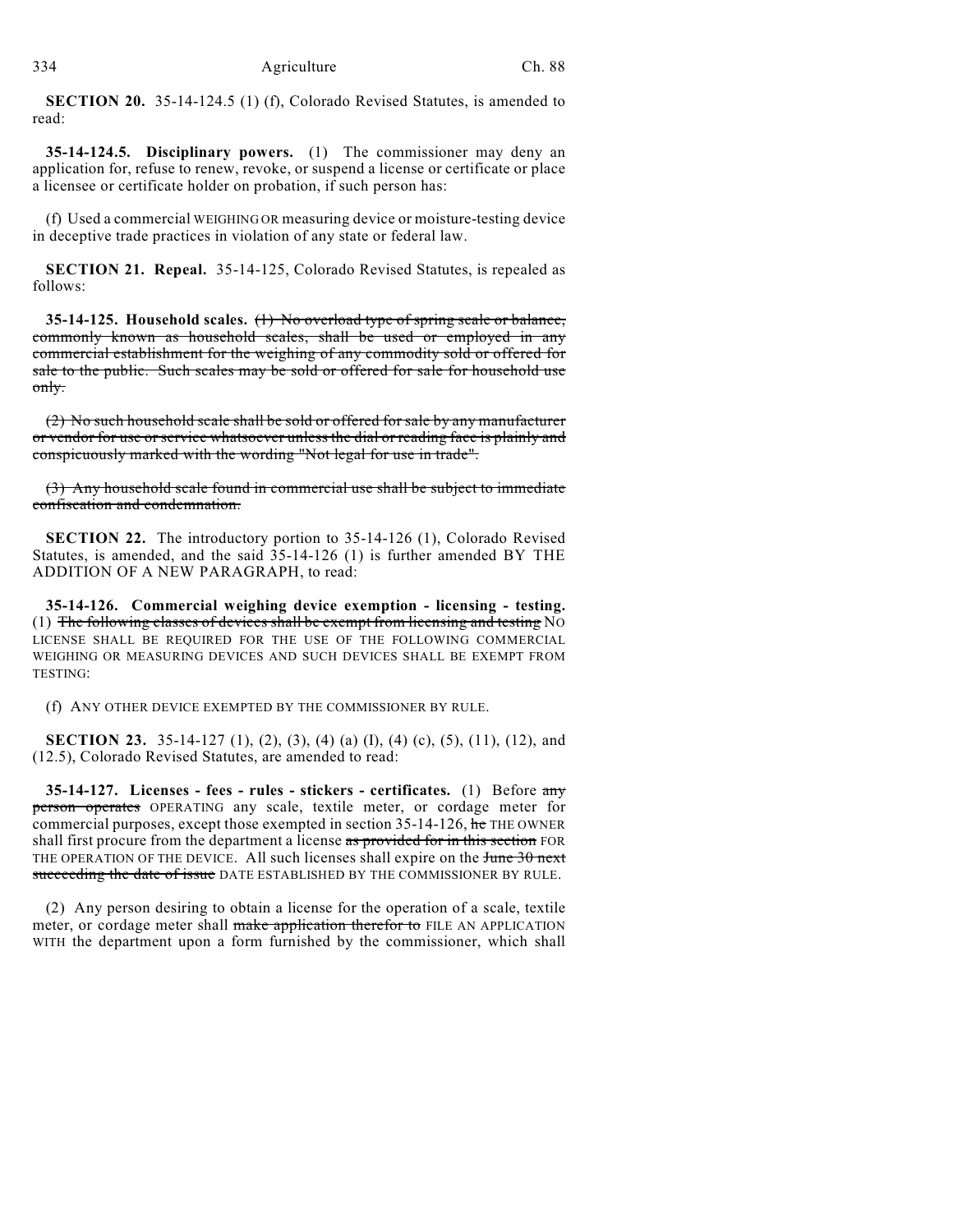**SECTION 20.** 35-14-124.5 (1) (f), Colorado Revised Statutes, is amended to read:

**35-14-124.5. Disciplinary powers.** (1) The commissioner may deny an application for, refuse to renew, revoke, or suspend a license or certificate or place a licensee or certificate holder on probation, if such person has:

(f) Used a commercial WEIGHING OR measuring device or moisture-testing device in deceptive trade practices in violation of any state or federal law.

**SECTION 21. Repeal.** 35-14-125, Colorado Revised Statutes, is repealed as follows:

**35-14-125. Household scales.** ~~(1) No overload type of spring scale or balance, commonly known as household scales, shall be used or employed in any commercial establishment for the weighing of any commodity sold or offered for sale to the public. Such scales may be sold or offered for sale for household use only.~~

~~(2) No such household scale shall be sold or offered for sale by any manufacturer or vendor for use or service whatsoever unless the dial or reading face is plainly and conspicuously marked with the wording "Not legal for use in trade".~~

~~(3) Any household scale found in commercial use shall be subject to immediate confiscation and condemnation.~~

**SECTION 22.** The introductory portion to 35-14-126 (1), Colorado Revised Statutes, is amended, and the said 35-14-126 (1) is further amended BY THE ADDITION OF A NEW PARAGRAPH, to read:

**35-14-126. Commercial weighing device exemption - licensing - testing.** (1) ~~The following classes of devices shall be exempt from licensing and testing~~ NO LICENSE SHALL BE REQUIRED FOR THE USE OF THE FOLLOWING COMMERCIAL WEIGHING OR MEASURING DEVICES AND SUCH DEVICES SHALL BE EXEMPT FROM TESTING:

(f) ANY OTHER DEVICE EXEMPTED BY THE COMMISSIONER BY RULE.

**SECTION 23.** 35-14-127 (1), (2), (3), (4) (a) (I), (4) (c), (5), (11), (12), and (12.5), Colorado Revised Statutes, are amended to read:

**35-14-127. Licenses - fees - rules - stickers - certificates.** (1) Before ~~any person operates~~ OPERATING any scale, textile meter, or cordage meter for commercial purposes, except those exempted in section 35-14-126, ~~he~~ THE OWNER shall first procure from the department a license ~~as provided for in this section~~ FOR THE OPERATION OF THE DEVICE. All such licenses shall expire on the ~~June 30 next succeeding the date of issue~~ DATE ESTABLISHED BY THE COMMISSIONER BY RULE.

(2) Any person desiring to obtain a license for the operation of a scale, textile meter, or cordage meter shall ~~make application therefor to~~ FILE AN APPLICATION WITH the department upon a form furnished by the commissioner, which shall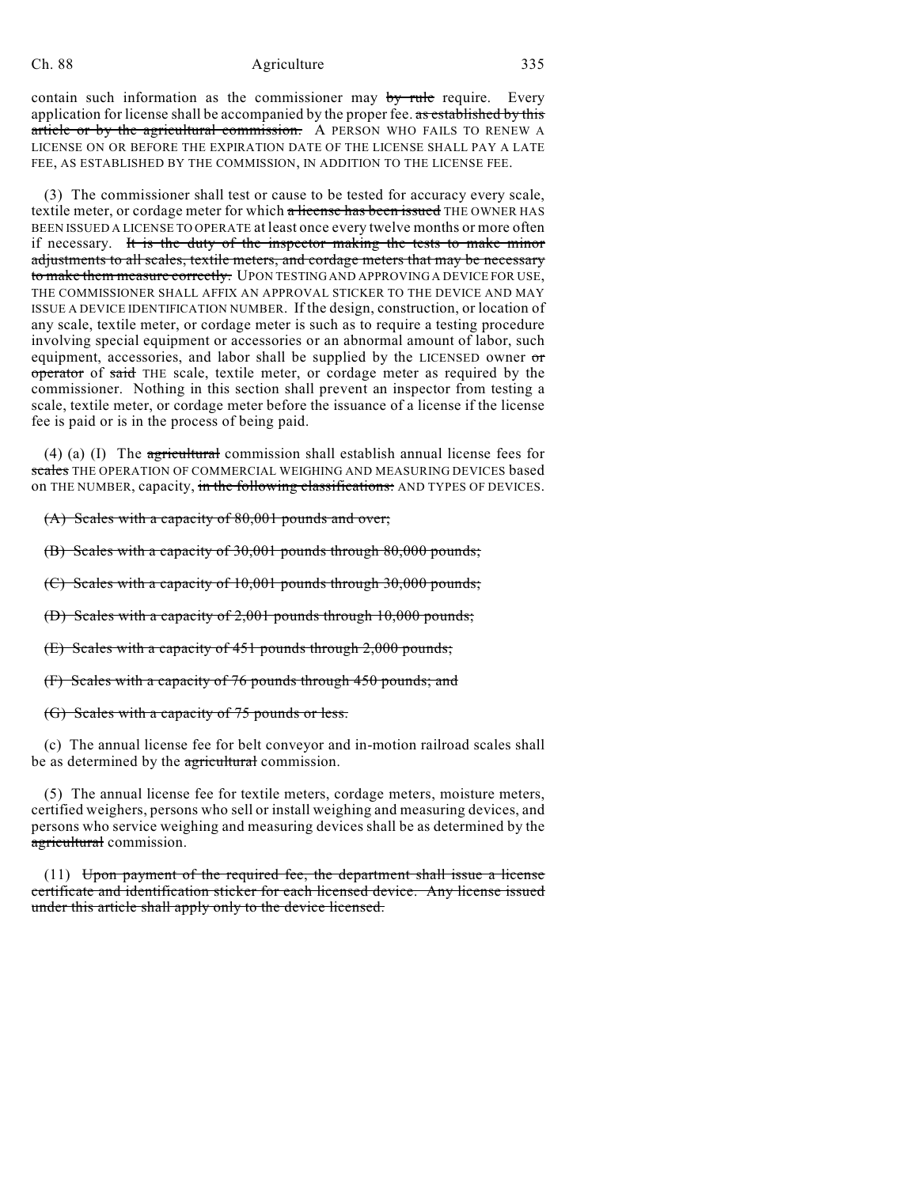contain such information as the commissioner may by rule require. Every application for license shall be accompanied by the proper fee. as established by this article or by the agricultural commission. A PERSON WHO FAILS TO RENEW A LICENSE ON OR BEFORE THE EXPIRATION DATE OF THE LICENSE SHALL PAY A LATE FEE, AS ESTABLISHED BY THE COMMISSION, IN ADDITION TO THE LICENSE FEE.

(3) The commissioner shall test or cause to be tested for accuracy every scale, textile meter, or cordage meter for which a license has been issued THE OWNER HAS BEEN ISSUED A LICENSE TO OPERATE at least once every twelve months or more often if necessary. It is the duty of the inspector making the tests to make minor adjustments to all scales, textile meters, and cordage meters that may be necessary to make them measure correctly. UPON TESTING AND APPROVING A DEVICE FOR USE, THE COMMISSIONER SHALL AFFIX AN APPROVAL STICKER TO THE DEVICE AND MAY ISSUE A DEVICE IDENTIFICATION NUMBER. If the design, construction, or location of any scale, textile meter, or cordage meter is such as to require a testing procedure involving special equipment or accessories or an abnormal amount of labor, such equipment, accessories, and labor shall be supplied by the LICENSED owner or operator of said THE scale, textile meter, or cordage meter as required by the commissioner. Nothing in this section shall prevent an inspector from testing a scale, textile meter, or cordage meter before the issuance of a license if the license fee is paid or is in the process of being paid.

(4) (a) (I) The agricultural commission shall establish annual license fees for scales THE OPERATION OF COMMERCIAL WEIGHING AND MEASURING DEVICES based on THE NUMBER, capacity, in the following classifications: AND TYPES OF DEVICES.

(A) Scales with a capacity of 80,001 pounds and over;

(B) Scales with a capacity of 30,001 pounds through 80,000 pounds;

(C) Scales with a capacity of 10,001 pounds through 30,000 pounds;

(D) Scales with a capacity of 2,001 pounds through 10,000 pounds;

(E) Scales with a capacity of 451 pounds through 2,000 pounds;

(F) Scales with a capacity of 76 pounds through 450 pounds; and

(G) Scales with a capacity of 75 pounds or less.

(c) The annual license fee for belt conveyor and in-motion railroad scales shall be as determined by the agricultural commission.

(5) The annual license fee for textile meters, cordage meters, moisture meters, certified weighers, persons who sell or install weighing and measuring devices, and persons who service weighing and measuring devices shall be as determined by the agricultural commission.

(11) Upon payment of the required fee, the department shall issue a license certificate and identification sticker for each licensed device. Any license issued under this article shall apply only to the device licensed.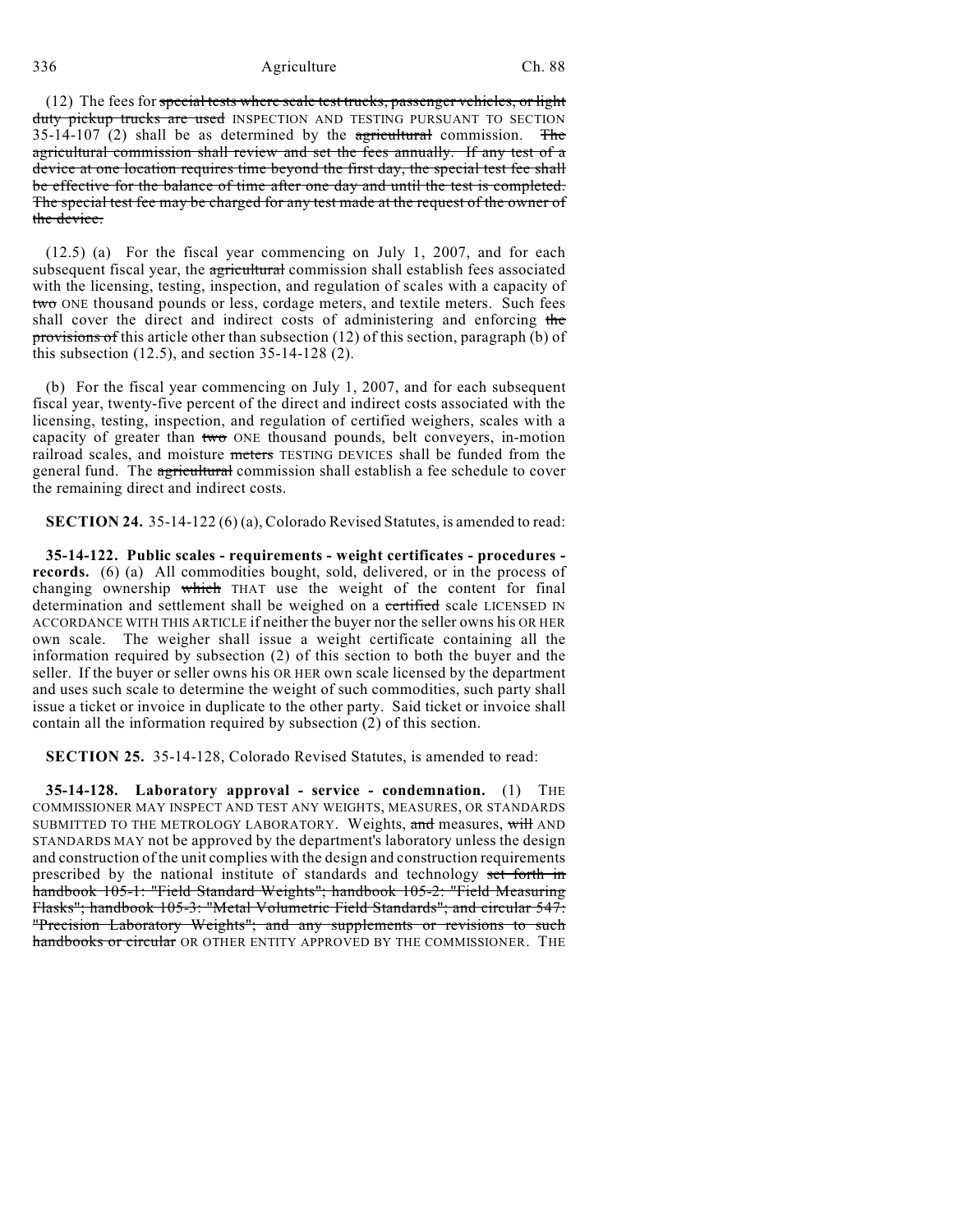(12) The fees for ~~special tests where scale test trucks, passenger vehicles, or light duty pickup trucks are used~~ INSPECTION AND TESTING PURSUANT TO SECTION 35-14-107 (2) shall be as determined by the ~~agricultural~~ commission. ~~The agricultural commission shall review and set the fees annually. If any test of a device at one location requires time beyond the first day, the special test fee shall be effective for the balance of time after one day and until the test is completed. The special test fee may be charged for any test made at the request of the owner of the device.~~

(12.5) (a) For the fiscal year commencing on July 1, 2007, and for each subsequent fiscal year, the ~~agricultural~~ commission shall establish fees associated with the licensing, testing, inspection, and regulation of scales with a capacity of ~~two~~ ONE thousand pounds or less, cordage meters, and textile meters. Such fees shall cover the direct and indirect costs of administering and enforcing ~~the provisions of~~ this article other than subsection (12) of this section, paragraph (b) of this subsection (12.5), and section 35-14-128 (2).

(b) For the fiscal year commencing on July 1, 2007, and for each subsequent fiscal year, twenty-five percent of the direct and indirect costs associated with the licensing, testing, inspection, and regulation of certified weighers, scales with a capacity of greater than ~~two~~ ONE thousand pounds, belt conveyers, in-motion railroad scales, and moisture ~~meters~~ TESTING DEVICES shall be funded from the general fund. The ~~agricultural~~ commission shall establish a fee schedule to cover the remaining direct and indirect costs.

**SECTION 24.** 35-14-122 (6) (a), Colorado Revised Statutes, is amended to read:

**35-14-122. Public scales - requirements - weight certificates - procedures - records.** (6) (a) All commodities bought, sold, delivered, or in the process of changing ownership ~~which~~ THAT use the weight of the content for final determination and settlement shall be weighed on a ~~certified~~ scale LICENSED IN ACCORDANCE WITH THIS ARTICLE if neither the buyer nor the seller owns his OR HER own scale. The weigher shall issue a weight certificate containing all the information required by subsection (2) of this section to both the buyer and the seller. If the buyer or seller owns his OR HER own scale licensed by the department and uses such scale to determine the weight of such commodities, such party shall issue a ticket or invoice in duplicate to the other party. Said ticket or invoice shall contain all the information required by subsection (2) of this section.

**SECTION 25.** 35-14-128, Colorado Revised Statutes, is amended to read:

**35-14-128. Laboratory approval - service - condemnation.** (1) THE COMMISSIONER MAY INSPECT AND TEST ANY WEIGHTS, MEASURES, OR STANDARDS SUBMITTED TO THE METROLOGY LABORATORY. Weights, ~~and~~ measures, ~~will~~ AND STANDARDS MAY not be approved by the department's laboratory unless the design and construction of the unit complies with the design and construction requirements prescribed by the national institute of standards and technology ~~set forth in handbook 105-1: "Field Standard Weights"; handbook 105-2: "Field Measuring Flasks"; handbook 105-3: "Metal Volumetric Field Standards"; and circular 547: "Precision Laboratory Weights"; and any supplements or revisions to such handbooks or circular~~ OR OTHER ENTITY APPROVED BY THE COMMISSIONER. THE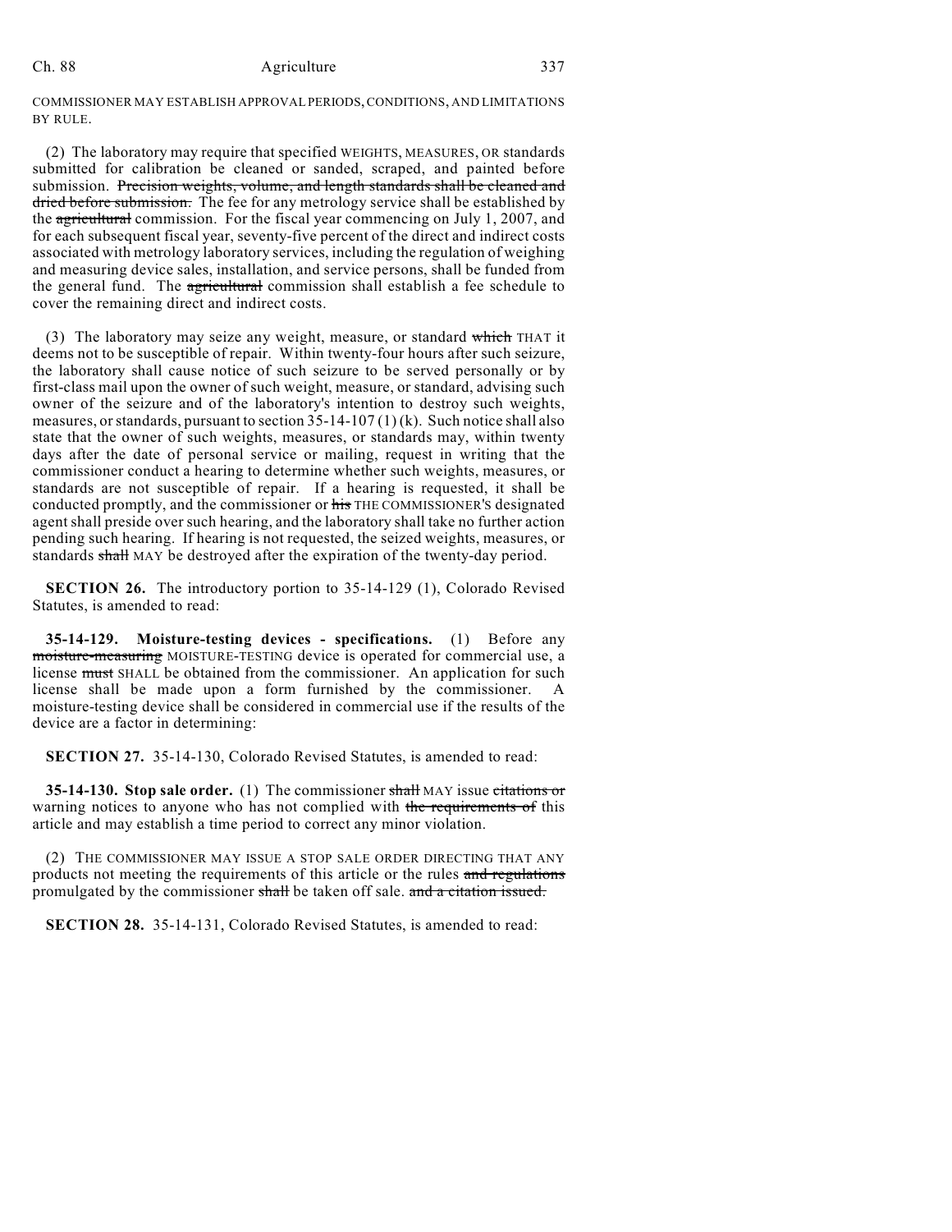COMMISSIONER MAY ESTABLISH APPROVAL PERIODS, CONDITIONS, AND LIMITATIONS BY RULE.

(2) The laboratory may require that specified WEIGHTS, MEASURES, OR standards submitted for calibration be cleaned or sanded, scraped, and painted before submission. ~~Precision weights, volume, and length standards shall be cleaned and dried before submission.~~ The fee for any metrology service shall be established by the ~~agricultural~~ commission. For the fiscal year commencing on July 1, 2007, and for each subsequent fiscal year, seventy-five percent of the direct and indirect costs associated with metrology laboratory services, including the regulation of weighing and measuring device sales, installation, and service persons, shall be funded from the general fund. The ~~agricultural~~ commission shall establish a fee schedule to cover the remaining direct and indirect costs.

(3) The laboratory may seize any weight, measure, or standard ~~which~~ THAT it deems not to be susceptible of repair. Within twenty-four hours after such seizure, the laboratory shall cause notice of such seizure to be served personally or by first-class mail upon the owner of such weight, measure, or standard, advising such owner of the seizure and of the laboratory's intention to destroy such weights, measures, or standards, pursuant to section 35-14-107 (1) (k). Such notice shall also state that the owner of such weights, measures, or standards may, within twenty days after the date of personal service or mailing, request in writing that the commissioner conduct a hearing to determine whether such weights, measures, or standards are not susceptible of repair. If a hearing is requested, it shall be conducted promptly, and the commissioner or ~~his~~ THE COMMISSIONER'S designated agent shall preside over such hearing, and the laboratory shall take no further action pending such hearing. If hearing is not requested, the seized weights, measures, or standards ~~shall~~ MAY be destroyed after the expiration of the twenty-day period.

**SECTION 26.** The introductory portion to 35-14-129 (1), Colorado Revised Statutes, is amended to read:

**35-14-129. Moisture-testing devices - specifications.** (1) Before any ~~moisture-measuring~~ MOISTURE-TESTING device is operated for commercial use, a license ~~must~~ SHALL be obtained from the commissioner. An application for such license shall be made upon a form furnished by the commissioner. A moisture-testing device shall be considered in commercial use if the results of the device are a factor in determining:

**SECTION 27.** 35-14-130, Colorado Revised Statutes, is amended to read:

**35-14-130. Stop sale order.** (1) The commissioner ~~shall~~ MAY issue ~~citations or~~ warning notices to anyone who has not complied with ~~the requirements of~~ this article and may establish a time period to correct any minor violation.

(2) THE COMMISSIONER MAY ISSUE A STOP SALE ORDER DIRECTING THAT ANY products not meeting the requirements of this article or the rules ~~and regulations~~ promulgated by the commissioner ~~shall~~ be taken off sale. ~~and a citation issued.~~

**SECTION 28.** 35-14-131, Colorado Revised Statutes, is amended to read: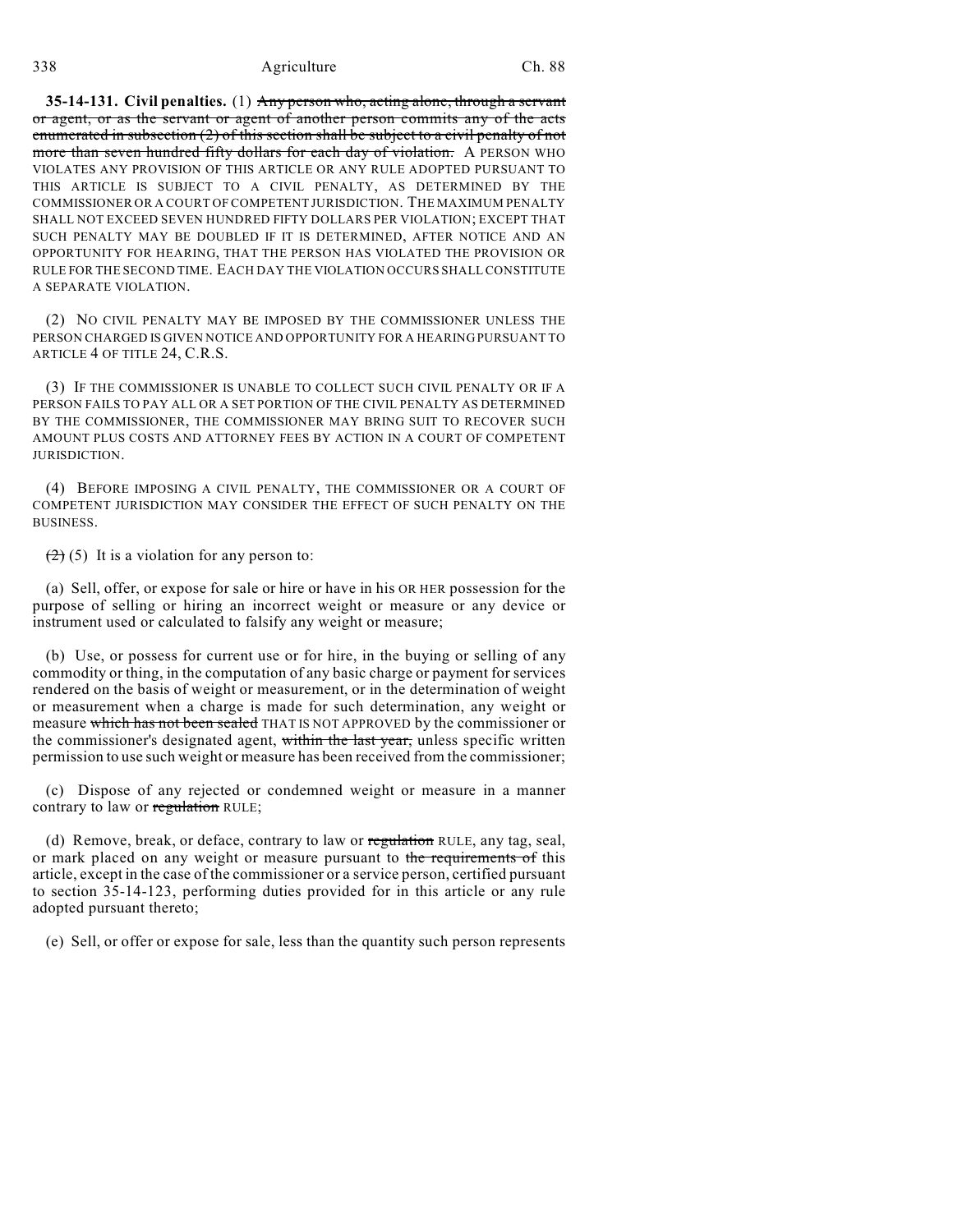**35-14-131. Civil penalties.** (1) ~~Any person who, acting alone, through a servant or agent, or as the servant or agent of another person commits any of the acts enumerated in subsection (2) of this section shall be subject to a civil penalty of not more than seven hundred fifty dollars for each day of violation.~~ A PERSON WHO VIOLATES ANY PROVISION OF THIS ARTICLE OR ANY RULE ADOPTED PURSUANT TO THIS ARTICLE IS SUBJECT TO A CIVIL PENALTY, AS DETERMINED BY THE COMMISSIONER OR A COURT OF COMPETENT JURISDICTION. THE MAXIMUM PENALTY SHALL NOT EXCEED SEVEN HUNDRED FIFTY DOLLARS PER VIOLATION; EXCEPT THAT SUCH PENALTY MAY BE DOUBLED IF IT IS DETERMINED, AFTER NOTICE AND AN OPPORTUNITY FOR HEARING, THAT THE PERSON HAS VIOLATED THE PROVISION OR RULE FOR THE SECOND TIME. EACH DAY THE VIOLATION OCCURS SHALL CONSTITUTE A SEPARATE VIOLATION.

(2) NO CIVIL PENALTY MAY BE IMPOSED BY THE COMMISSIONER UNLESS THE PERSON CHARGED IS GIVEN NOTICE AND OPPORTUNITY FOR A HEARING PURSUANT TO ARTICLE 4 OF TITLE 24, C.R.S.

(3) IF THE COMMISSIONER IS UNABLE TO COLLECT SUCH CIVIL PENALTY OR IF A PERSON FAILS TO PAY ALL OR A SET PORTION OF THE CIVIL PENALTY AS DETERMINED BY THE COMMISSIONER, THE COMMISSIONER MAY BRING SUIT TO RECOVER SUCH AMOUNT PLUS COSTS AND ATTORNEY FEES BY ACTION IN A COURT OF COMPETENT JURISDICTION.

(4) BEFORE IMPOSING A CIVIL PENALTY, THE COMMISSIONER OR A COURT OF COMPETENT JURISDICTION MAY CONSIDER THE EFFECT OF SUCH PENALTY ON THE BUSINESS.

~~(2)~~ (5) It is a violation for any person to:

(a) Sell, offer, or expose for sale or hire or have in his OR HER possession for the purpose of selling or hiring an incorrect weight or measure or any device or instrument used or calculated to falsify any weight or measure;

(b) Use, or possess for current use or for hire, in the buying or selling of any commodity or thing, in the computation of any basic charge or payment for services rendered on the basis of weight or measurement, or in the determination of weight or measurement when a charge is made for such determination, any weight or measure ~~which has not been sealed~~ THAT IS NOT APPROVED by the commissioner or the commissioner's designated agent, ~~within the last year,~~ unless specific written permission to use such weight or measure has been received from the commissioner;

(c) Dispose of any rejected or condemned weight or measure in a manner contrary to law or ~~regulation~~ RULE;

(d) Remove, break, or deface, contrary to law or ~~regulation~~ RULE, any tag, seal, or mark placed on any weight or measure pursuant to ~~the requirements of~~ this article, except in the case of the commissioner or a service person, certified pursuant to section 35-14-123, performing duties provided for in this article or any rule adopted pursuant thereto;

(e) Sell, or offer or expose for sale, less than the quantity such person represents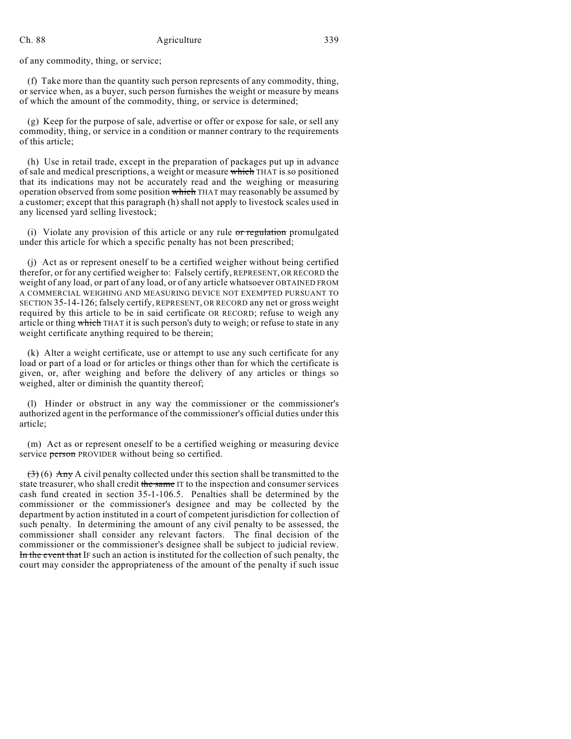of any commodity, thing, or service;

(f) Take more than the quantity such person represents of any commodity, thing, or service when, as a buyer, such person furnishes the weight or measure by means of which the amount of the commodity, thing, or service is determined;

(g) Keep for the purpose of sale, advertise or offer or expose for sale, or sell any commodity, thing, or service in a condition or manner contrary to the requirements of this article;

(h) Use in retail trade, except in the preparation of packages put up in advance of sale and medical prescriptions, a weight or measure ~~which~~ THAT is so positioned that its indications may not be accurately read and the weighing or measuring operation observed from some position ~~which~~ THAT may reasonably be assumed by a customer; except that this paragraph (h) shall not apply to livestock scales used in any licensed yard selling livestock;

(i) Violate any provision of this article or any rule ~~or regulation~~ promulgated under this article for which a specific penalty has not been prescribed;

(j) Act as or represent oneself to be a certified weigher without being certified therefor, or for any certified weigher to: Falsely certify, REPRESENT, OR RECORD the weight of any load, or part of any load, or of any article whatsoever OBTAINED FROM A COMMERCIAL WEIGHING AND MEASURING DEVICE NOT EXEMPTED PURSUANT TO SECTION 35-14-126; falsely certify, REPRESENT, OR RECORD any net or gross weight required by this article to be in said certificate OR RECORD; refuse to weigh any article or thing ~~which~~ THAT it is such person's duty to weigh; or refuse to state in any weight certificate anything required to be therein;

(k) Alter a weight certificate, use or attempt to use any such certificate for any load or part of a load or for articles or things other than for which the certificate is given, or, after weighing and before the delivery of any articles or things so weighed, alter or diminish the quantity thereof;

(l) Hinder or obstruct in any way the commissioner or the commissioner's authorized agent in the performance of the commissioner's official duties under this article;

(m) Act as or represent oneself to be a certified weighing or measuring device service ~~person~~ PROVIDER without being so certified.

~~(3)~~ (6) ~~Any~~ A civil penalty collected under this section shall be transmitted to the state treasurer, who shall credit ~~the same~~ IT to the inspection and consumer services cash fund created in section 35-1-106.5. Penalties shall be determined by the commissioner or the commissioner's designee and may be collected by the department by action instituted in a court of competent jurisdiction for collection of such penalty. In determining the amount of any civil penalty to be assessed, the commissioner shall consider any relevant factors. The final decision of the commissioner or the commissioner's designee shall be subject to judicial review. ~~In the event that~~ IF such an action is instituted for the collection of such penalty, the court may consider the appropriateness of the amount of the penalty if such issue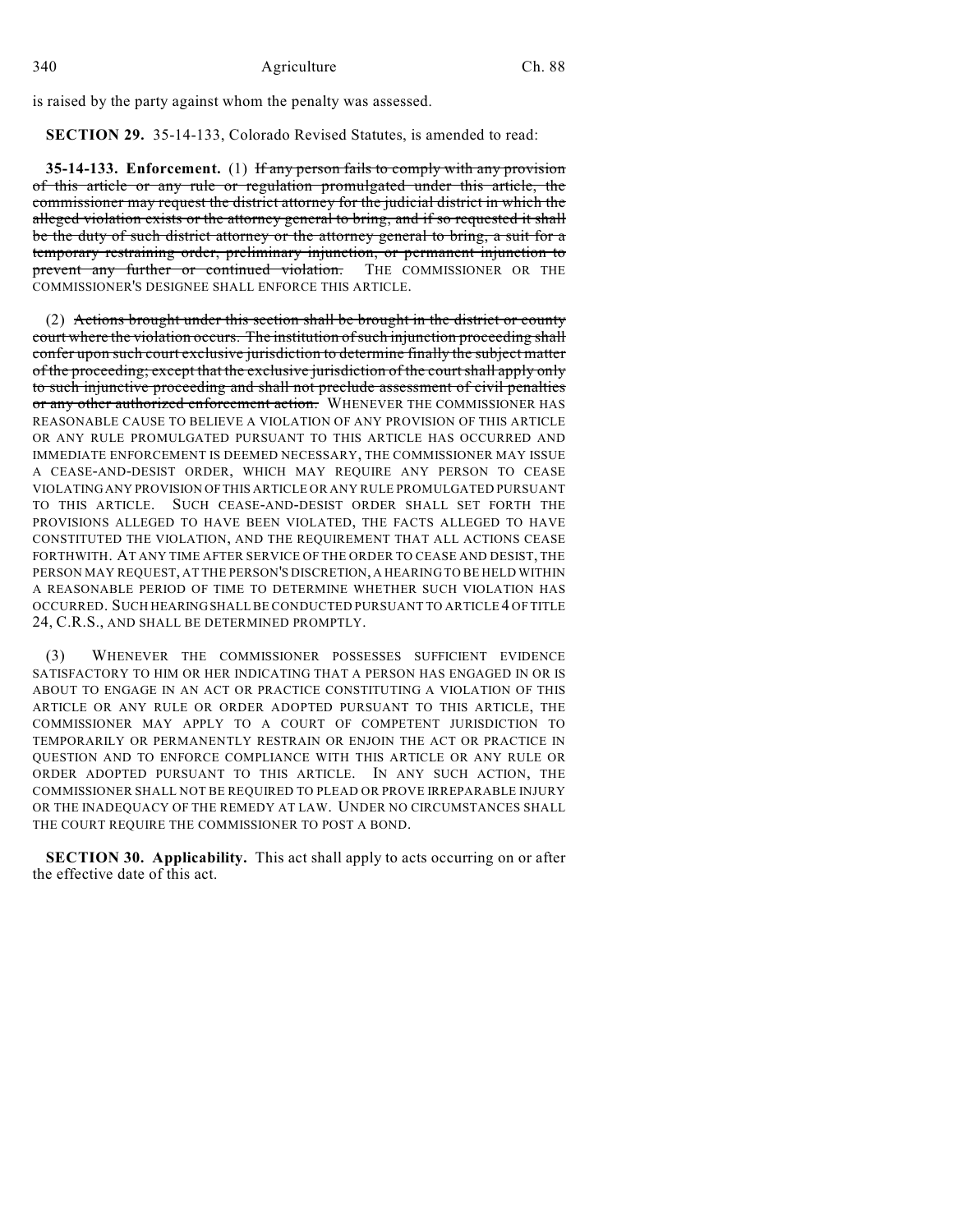is raised by the party against whom the penalty was assessed.

**SECTION 29.** 35-14-133, Colorado Revised Statutes, is amended to read:

**35-14-133. Enforcement.** (1) ~~If any person fails to comply with any provision of this article or any rule or regulation promulgated under this article, the commissioner may request the district attorney for the judicial district in which the alleged violation exists or the attorney general to bring, and if so requested it shall be the duty of such district attorney or the attorney general to bring, a suit for a temporary restraining order, preliminary injunction, or permanent injunction to prevent any further or continued violation.~~ THE COMMISSIONER OR THE COMMISSIONER'S DESIGNEE SHALL ENFORCE THIS ARTICLE.

(2) ~~Actions brought under this section shall be brought in the district or county court where the violation occurs. The institution of such injunction proceeding shall confer upon such court exclusive jurisdiction to determine finally the subject matter of the proceeding; except that the exclusive jurisdiction of the court shall apply only to such injunctive proceeding and shall not preclude assessment of civil penalties or any other authorized enforcement action.~~ WHENEVER THE COMMISSIONER HAS REASONABLE CAUSE TO BELIEVE A VIOLATION OF ANY PROVISION OF THIS ARTICLE OR ANY RULE PROMULGATED PURSUANT TO THIS ARTICLE HAS OCCURRED AND IMMEDIATE ENFORCEMENT IS DEEMED NECESSARY, THE COMMISSIONER MAY ISSUE A CEASE-AND-DESIST ORDER, WHICH MAY REQUIRE ANY PERSON TO CEASE VIOLATING ANY PROVISION OF THIS ARTICLE OR ANY RULE PROMULGATED PURSUANT TO THIS ARTICLE. SUCH CEASE-AND-DESIST ORDER SHALL SET FORTH THE PROVISIONS ALLEGED TO HAVE BEEN VIOLATED, THE FACTS ALLEGED TO HAVE CONSTITUTED THE VIOLATION, AND THE REQUIREMENT THAT ALL ACTIONS CEASE FORTHWITH. AT ANY TIME AFTER SERVICE OF THE ORDER TO CEASE AND DESIST, THE PERSON MAY REQUEST, AT THE PERSON'S DISCRETION, A HEARING TO BE HELD WITHIN A REASONABLE PERIOD OF TIME TO DETERMINE WHETHER SUCH VIOLATION HAS OCCURRED. SUCH HEARING SHALL BE CONDUCTED PURSUANT TO ARTICLE 4 OF TITLE 24, C.R.S., AND SHALL BE DETERMINED PROMPTLY.

(3) WHENEVER THE COMMISSIONER POSSESSES SUFFICIENT EVIDENCE SATISFACTORY TO HIM OR HER INDICATING THAT A PERSON HAS ENGAGED IN OR IS ABOUT TO ENGAGE IN AN ACT OR PRACTICE CONSTITUTING A VIOLATION OF THIS ARTICLE OR ANY RULE OR ORDER ADOPTED PURSUANT TO THIS ARTICLE, THE COMMISSIONER MAY APPLY TO A COURT OF COMPETENT JURISDICTION TO TEMPORARILY OR PERMANENTLY RESTRAIN OR ENJOIN THE ACT OR PRACTICE IN QUESTION AND TO ENFORCE COMPLIANCE WITH THIS ARTICLE OR ANY RULE OR ORDER ADOPTED PURSUANT TO THIS ARTICLE. IN ANY SUCH ACTION, THE COMMISSIONER SHALL NOT BE REQUIRED TO PLEAD OR PROVE IRREPARABLE INJURY OR THE INADEQUACY OF THE REMEDY AT LAW. UNDER NO CIRCUMSTANCES SHALL THE COURT REQUIRE THE COMMISSIONER TO POST A BOND.

**SECTION 30. Applicability.** This act shall apply to acts occurring on or after the effective date of this act.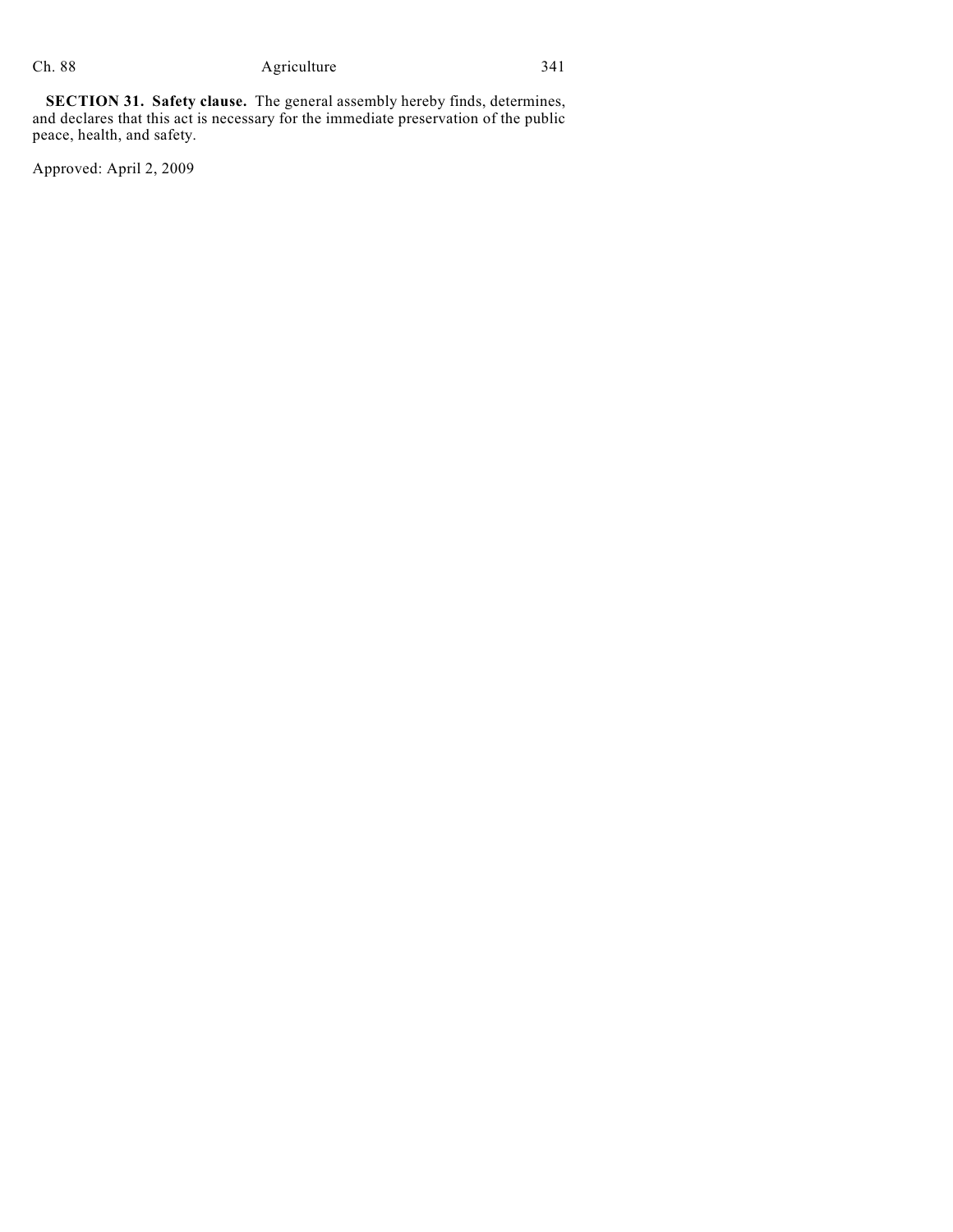**SECTION 31. Safety clause.** The general assembly hereby finds, determines, and declares that this act is necessary for the immediate preservation of the public peace, health, and safety.

Approved: April 2, 2009